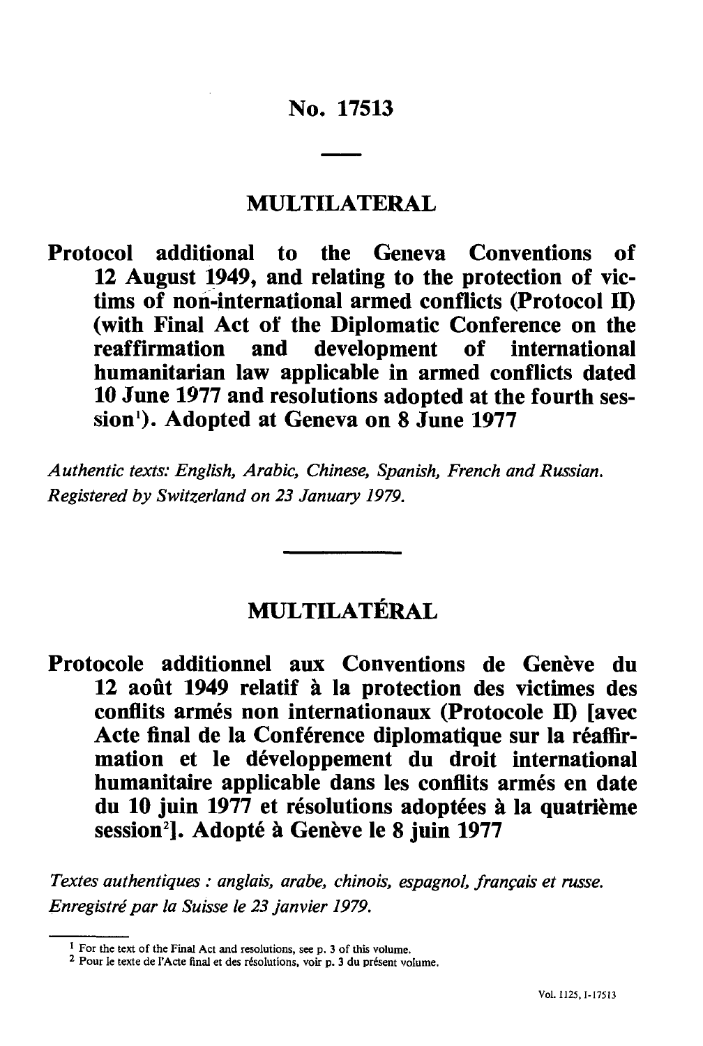# No. 17513

## MULTILATERAL

**Protocol additional to the Geneva Conventions of 12 August 1949, and relating to the protection of victims of non-international armed conflicts (Protocol II) (with Final Act of the Diplomatic Conference on the reaffirmation and development of international humanitarian law applicable in armed conflicts dated 10 June 1977 and resolutions adopted at the fourth session[1]). Adopted at Geneva on 8 June 1977**

*Authentic texts: English, Arabic, Chinese, Spanish, French and Russian.*
*Registered by Switzerland on 23 January 1979.*

## MULTILATÉRAL

**Protocole additionnel aux Conventions de Genève du 12 août 1949 relatif à la protection des victimes des conflits armés non internationaux (Protocole II) [avec Acte final de la Conférence diplomatique sur la réaffirmation et le développement du droit international humanitaire applicable dans les conflits armés en date du 10 juin 1977 et résolutions adoptées à la quatrième session[2]]. Adopté à Genève le 8 juin 1977**

*Textes authentiques : anglais, arabe, chinois, espagnol, français et russe.*
*Enregistré par la Suisse le 23 janvier 1979.*

[1] For the text of the Final Act and resolutions, see p. 3 of this volume.
[2] Pour le texte de l'Acte final et des résolutions, voir p. 3 du présent volume.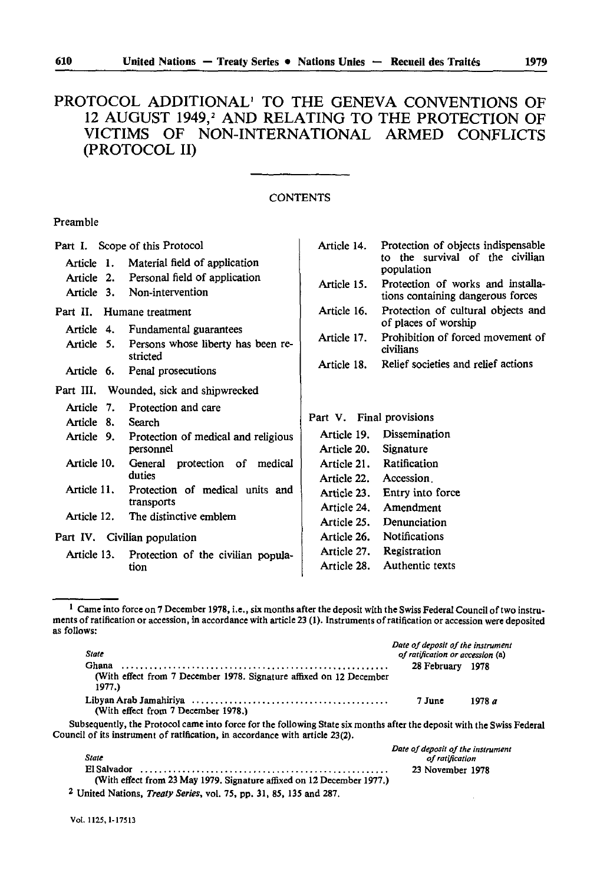# PROTOCOL ADDITIONAL[1] TO THE GENEVA CONVENTIONS OF 12 AUGUST 1949,[2] AND RELATING TO THE PROTECTION OF VICTIMS OF NON-INTERNATIONAL ARMED CONFLICTS (PROTOCOL II)

CONTENTS

Preamble

Part I. Scope of this Protocol
- Article 1. Material field of application
- Article 2. Personal field of application
- Article 3. Non-intervention

Part II. Humane treatment
- Article 4. Fundamental guarantees
- Article 5. Persons whose liberty has been restricted
- Article 6. Penal prosecutions

Part III. Wounded, sick and shipwrecked
- Article 7. Protection and care
- Article 8. Search
- Article 9. Protection of medical and religious personnel
- Article 10. General protection of medical duties
- Article 11. Protection of medical units and transports
- Article 12. The distinctive emblem

Part IV. Civilian population
- Article 13. Protection of the civilian population
- Article 14. Protection of objects indispensable to the survival of the civilian population
- Article 15. Protection of works and installations containing dangerous forces
- Article 16. Protection of cultural objects and of places of worship
- Article 17. Prohibition of forced movement of civilians
- Article 18. Relief societies and relief actions

Part V. Final provisions
- Article 19. Dissemination
- Article 20. Signature
- Article 21. Ratification
- Article 22. Accession
- Article 23. Entry into force
- Article 24. Amendment
- Article 25. Denunciation
- Article 26. Notifications
- Article 27. Registration
- Article 28. Authentic texts

---

[1] Came into force on 7 December 1978, i.e., six months after the deposit with the Swiss Federal Council of two instruments of ratification or accession, in accordance with article 23 (1). Instruments of ratification or accession were deposited as follows:

| *State* | *Date of deposit of the instrument of ratification or accession (a)* |
|---|---|
| Ghana (With effect from 7 December 1978. Signature affixed on 12 December 1977.) | 28 February 1978 |
| Libyan Arab Jamahiriya (With effect from 7 December 1978.) | 7 June 1978 *a* |

Subsequently, the Protocol came into force for the following State six months after the deposit with the Swiss Federal Council of its instrument of ratification, in accordance with article 23(2).

| *State* | *Date of deposit of the instrument of ratification* |
|---|---|
| El Salvador (With effect from 23 May 1979. Signature affixed on 12 December 1977.) | 23 November 1978 |

[2] United Nations, *Treaty Series*, vol. 75, pp. 31, 85, 135 and 287.

Vol. 1125, I-17513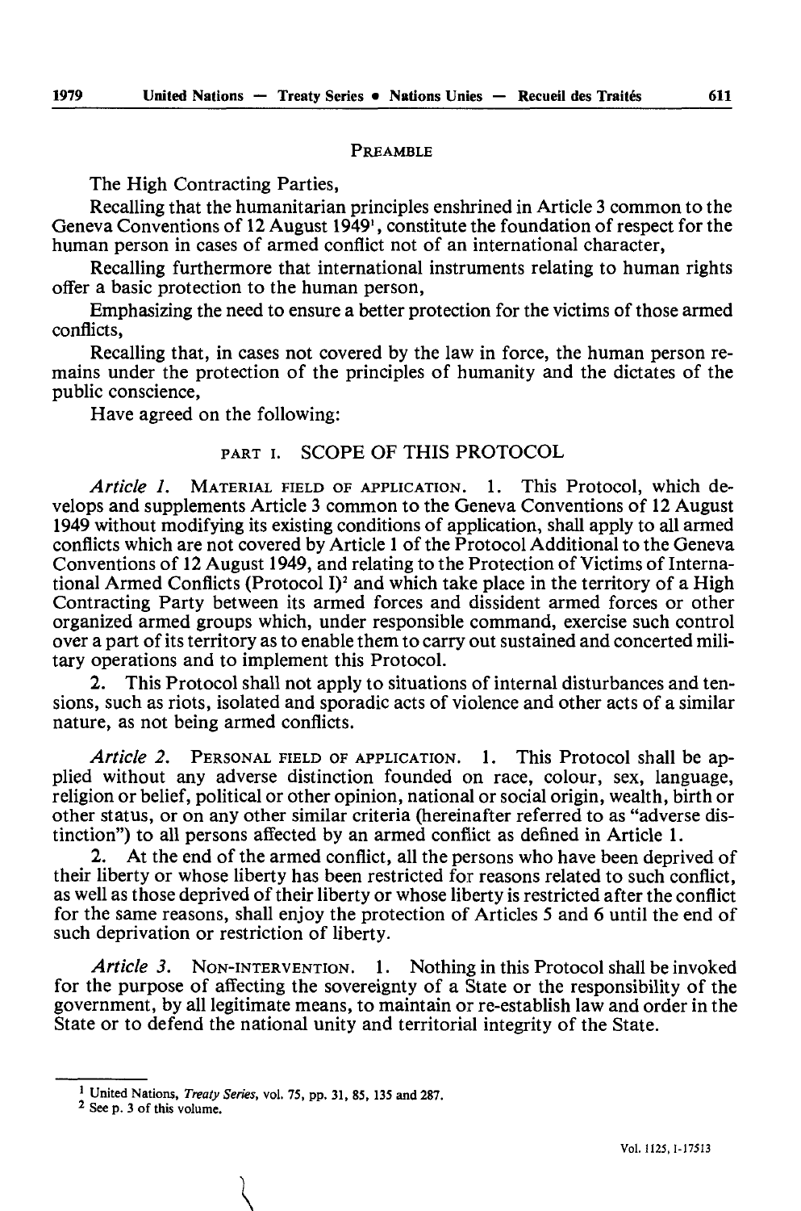## PREAMBLE

The High Contracting Parties,

Recalling that the humanitarian principles enshrined in Article 3 common to the Geneva Conventions of 12 August 1949[1], constitute the foundation of respect for the human person in cases of armed conflict not of an international character,

Recalling furthermore that international instruments relating to human rights offer a basic protection to the human person,

Emphasizing the need to ensure a better protection for the victims of those armed conflicts,

Recalling that, in cases not covered by the law in force, the human person remains under the protection of the principles of humanity and the dictates of the public conscience,

Have agreed on the following:

## PART I. SCOPE OF THIS PROTOCOL

*Article 1.* MATERIAL FIELD OF APPLICATION. 1. This Protocol, which develops and supplements Article 3 common to the Geneva Conventions of 12 August 1949 without modifying its existing conditions of application, shall apply to all armed conflicts which are not covered by Article 1 of the Protocol Additional to the Geneva Conventions of 12 August 1949, and relating to the Protection of Victims of International Armed Conflicts (Protocol I)[2] and which take place in the territory of a High Contracting Party between its armed forces and dissident armed forces or other organized armed groups which, under responsible command, exercise such control over a part of its territory as to enable them to carry out sustained and concerted military operations and to implement this Protocol.

2. This Protocol shall not apply to situations of internal disturbances and tensions, such as riots, isolated and sporadic acts of violence and other acts of a similar nature, as not being armed conflicts.

*Article 2.* PERSONAL FIELD OF APPLICATION. 1. This Protocol shall be applied without any adverse distinction founded on race, colour, sex, language, religion or belief, political or other opinion, national or social origin, wealth, birth or other status, or on any other similar criteria (hereinafter referred to as "adverse distinction") to all persons affected by an armed conflict as defined in Article 1.

2. At the end of the armed conflict, all the persons who have been deprived of their liberty or whose liberty has been restricted for reasons related to such conflict, as well as those deprived of their liberty or whose liberty is restricted after the conflict for the same reasons, shall enjoy the protection of Articles 5 and 6 until the end of such deprivation or restriction of liberty.

*Article 3.* NON-INTERVENTION. 1. Nothing in this Protocol shall be invoked for the purpose of affecting the sovereignty of a State or the responsibility of the government, by all legitimate means, to maintain or re-establish law and order in the State or to defend the national unity and territorial integrity of the State.

---

[1] United Nations, *Treaty Series*, vol. 75, pp. 31, 85, 135 and 287.

[2] See p. 3 of this volume.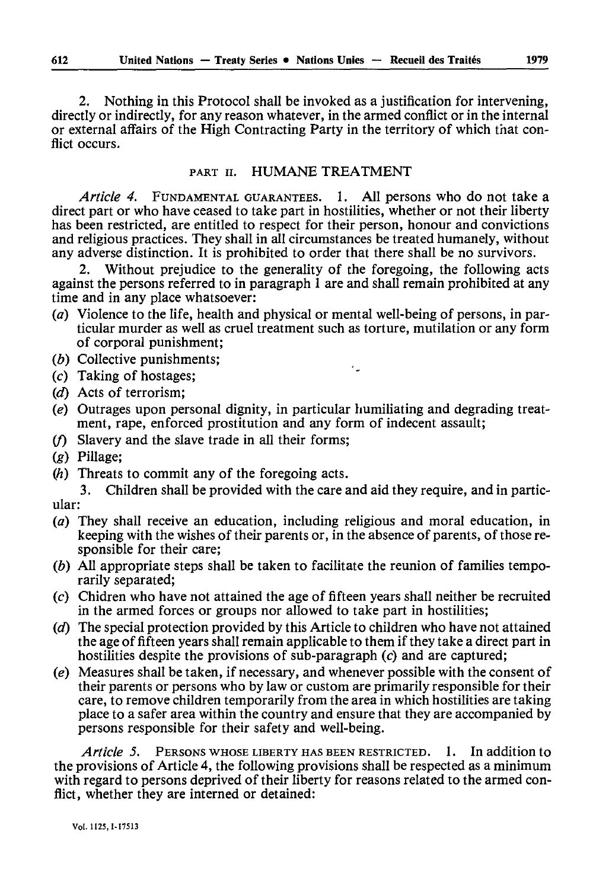2. Nothing in this Protocol shall be invoked as a justification for intervening, directly or indirectly, for any reason whatever, in the armed conflict or in the internal or external affairs of the High Contracting Party in the territory of which that conflict occurs.

## PART II. HUMANE TREATMENT

*Article 4.* FUNDAMENTAL GUARANTEES. 1. All persons who do not take a direct part or who have ceased to take part in hostilities, whether or not their liberty has been restricted, are entitled to respect for their person, honour and convictions and religious practices. They shall in all circumstances be treated humanely, without any adverse distinction. It is prohibited to order that there shall be no survivors.

2. Without prejudice to the generality of the foregoing, the following acts against the persons referred to in paragraph 1 are and shall remain prohibited at any time and in any place whatsoever:

(*a*) Violence to the life, health and physical or mental well-being of persons, in particular murder as well as cruel treatment such as torture, mutilation or any form of corporal punishment;
(*b*) Collective punishments;
(*c*) Taking of hostages;
(*d*) Acts of terrorism;
(*e*) Outrages upon personal dignity, in particular humiliating and degrading treatment, rape, enforced prostitution and any form of indecent assault;
(*f*) Slavery and the slave trade in all their forms;
(*g*) Pillage;
(*h*) Threats to commit any of the foregoing acts.

3. Children shall be provided with the care and aid they require, and in particular:

(*a*) They shall receive an education, including religious and moral education, in keeping with the wishes of their parents or, in the absence of parents, of those responsible for their care;
(*b*) All appropriate steps shall be taken to facilitate the reunion of families temporarily separated;
(*c*) Chidren who have not attained the age of fifteen years shall neither be recruited in the armed forces or groups nor allowed to take part in hostilities;
(*d*) The special protection provided by this Article to children who have not attained the age of fifteen years shall remain applicable to them if they take a direct part in hostilities despite the provisions of sub-paragraph (*c*) and are captured;
(*e*) Measures shall be taken, if necessary, and whenever possible with the consent of their parents or persons who by law or custom are primarily responsible for their care, to remove children temporarily from the area in which hostilities are taking place to a safer area within the country and ensure that they are accompanied by persons responsible for their safety and well-being.

*Article 5.* PERSONS WHOSE LIBERTY HAS BEEN RESTRICTED. 1. In addition to the provisions of Article 4, the following provisions shall be respected as a minimum with regard to persons deprived of their liberty for reasons related to the armed conflict, whether they are interned or detained: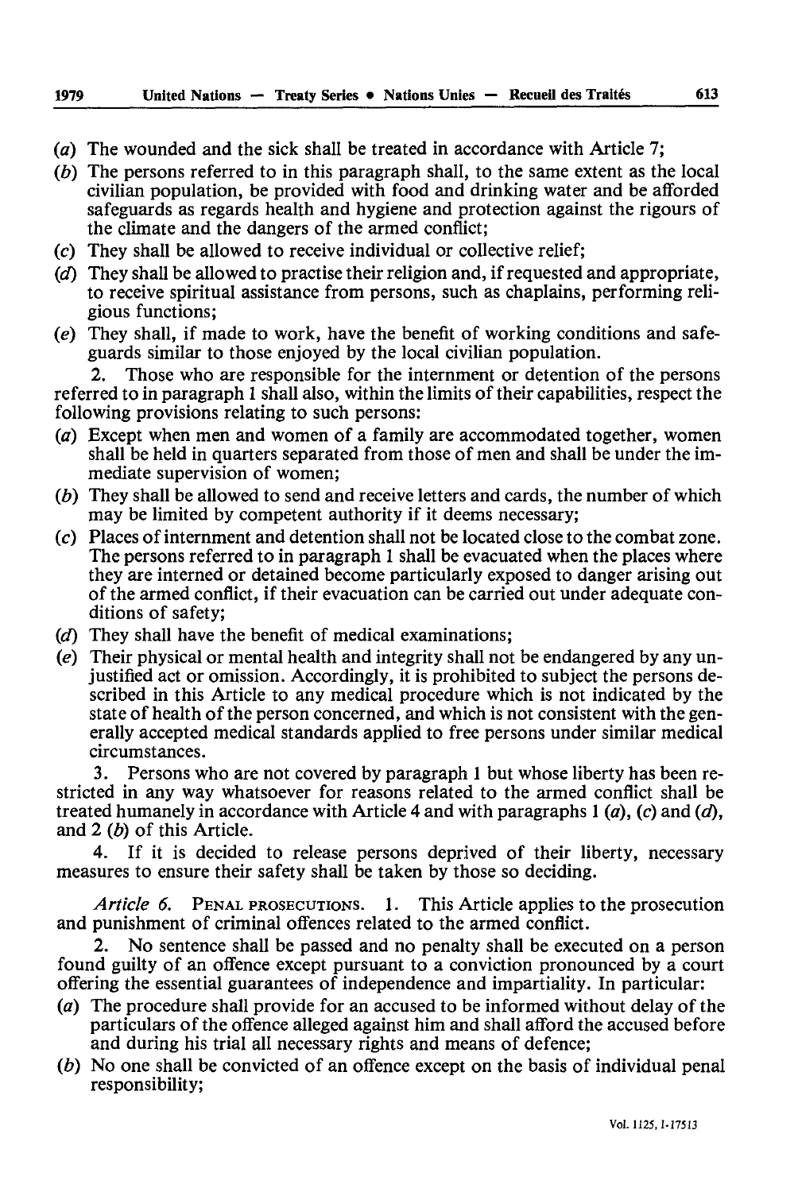(*a*) The wounded and the sick shall be treated in accordance with Article 7;

(*b*) The persons referred to in this paragraph shall, to the same extent as the local civilian population, be provided with food and drinking water and be afforded safeguards as regards health and hygiene and protection against the rigours of the climate and the dangers of the armed conflict;

(*c*) They shall be allowed to receive individual or collective relief;

(*d*) They shall be allowed to practise their religion and, if requested and appropriate, to receive spiritual assistance from persons, such as chaplains, performing religious functions;

(*e*) They shall, if made to work, have the benefit of working conditions and safeguards similar to those enjoyed by the local civilian population.

2. Those who are responsible for the internment or detention of the persons referred to in paragraph 1 shall also, within the limits of their capabilities, respect the following provisions relating to such persons:

(*a*) Except when men and women of a family are accommodated together, women shall be held in quarters separated from those of men and shall be under the immediate supervision of women;

(*b*) They shall be allowed to send and receive letters and cards, the number of which may be limited by competent authority if it deems necessary;

(*c*) Places of internment and detention shall not be located close to the combat zone. The persons referred to in paragraph 1 shall be evacuated when the places where they are interned or detained become particularly exposed to danger arising out of the armed conflict, if their evacuation can be carried out under adequate conditions of safety;

(*d*) They shall have the benefit of medical examinations;

(*e*) Their physical or mental health and integrity shall not be endangered by any unjustified act or omission. Accordingly, it is prohibited to subject the persons described in this Article to any medical procedure which is not indicated by the state of health of the person concerned, and which is not consistent with the generally accepted medical standards applied to free persons under similar medical circumstances.

3. Persons who are not covered by paragraph 1 but whose liberty has been restricted in any way whatsoever for reasons related to the armed conflict shall be treated humanely in accordance with Article 4 and with paragraphs 1 (*a*), (*c*) and (*d*), and 2 (*b*) of this Article.

4. If it is decided to release persons deprived of their liberty, necessary measures to ensure their safety shall be taken by those so deciding.

*Article 6.* PENAL PROSECUTIONS. 1. This Article applies to the prosecution and punishment of criminal offences related to the armed conflict.

2. No sentence shall be passed and no penalty shall be executed on a person found guilty of an offence except pursuant to a conviction pronounced by a court offering the essential guarantees of independence and impartiality. In particular:

(*a*) The procedure shall provide for an accused to be informed without delay of the particulars of the offence alleged against him and shall afford the accused before and during his trial all necessary rights and means of defence;

(*b*) No one shall be convicted of an offence except on the basis of individual penal responsibility;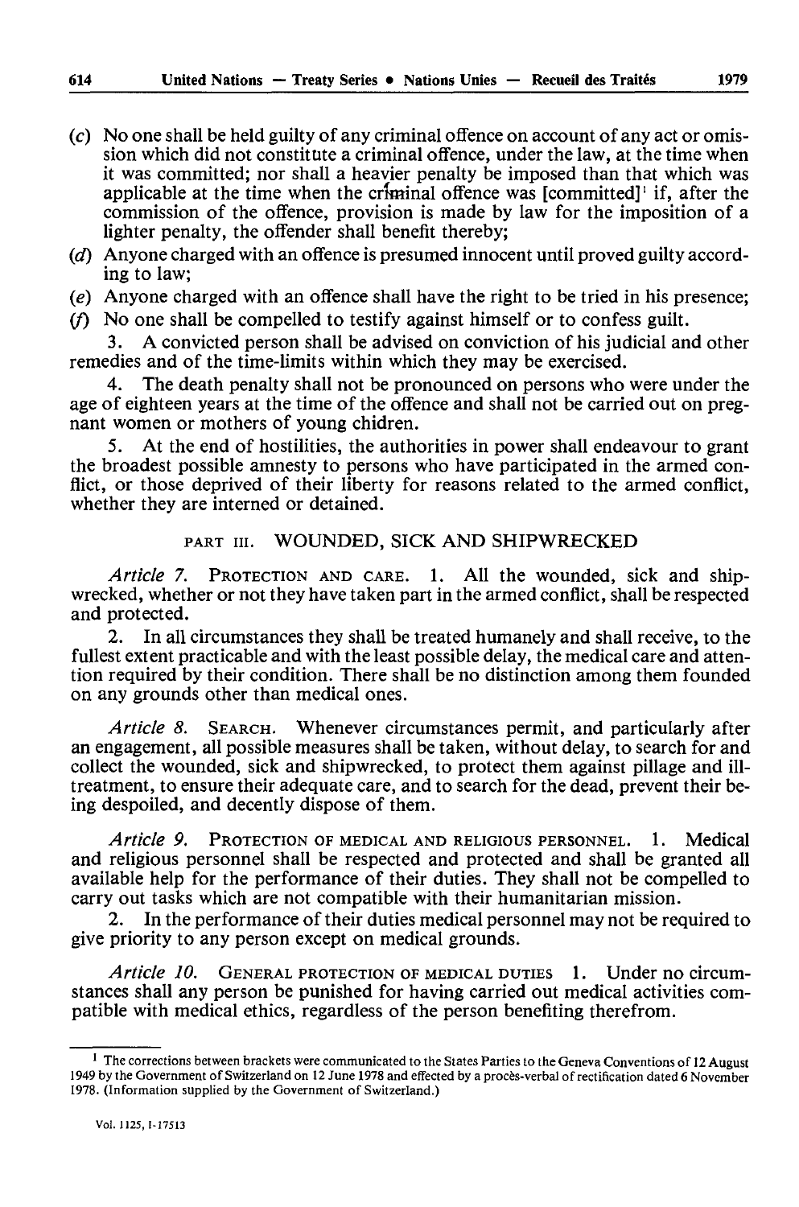(*c*) No one shall be held guilty of any criminal offence on account of any act or omission which did not constitute a criminal offence, under the law, at the time when it was committed; nor shall a heavier penalty be imposed than that which was applicable at the time when the criminal offence was [committed][1] if, after the commission of the offence, provision is made by law for the imposition of a lighter penalty, the offender shall benefit thereby;

(*d*) Anyone charged with an offence is presumed innocent until proved guilty according to law;

(*e*) Anyone charged with an offence shall have the right to be tried in his presence;

(*f*) No one shall be compelled to testify against himself or to confess guilt.

3. A convicted person shall be advised on conviction of his judicial and other remedies and of the time-limits within which they may be exercised.

4. The death penalty shall not be pronounced on persons who were under the age of eighteen years at the time of the offence and shall not be carried out on pregnant women or mothers of young chidren.

5. At the end of hostilities, the authorities in power shall endeavour to grant the broadest possible amnesty to persons who have participated in the armed conflict, or those deprived of their liberty for reasons related to the armed conflict, whether they are interned or detained.

## PART III. WOUNDED, SICK AND SHIPWRECKED

*Article 7.* PROTECTION AND CARE. 1. All the wounded, sick and shipwrecked, whether or not they have taken part in the armed conflict, shall be respected and protected.

2. In all circumstances they shall be treated humanely and shall receive, to the fullest extent practicable and with the least possible delay, the medical care and attention required by their condition. There shall be no distinction among them founded on any grounds other than medical ones.

*Article 8.* SEARCH. Whenever circumstances permit, and particularly after an engagement, all possible measures shall be taken, without delay, to search for and collect the wounded, sick and shipwrecked, to protect them against pillage and ill-treatment, to ensure their adequate care, and to search for the dead, prevent their being despoiled, and decently dispose of them.

*Article 9.* PROTECTION OF MEDICAL AND RELIGIOUS PERSONNEL. 1. Medical and religious personnel shall be respected and protected and shall be granted all available help for the performance of their duties. They shall not be compelled to carry out tasks which are not compatible with their humanitarian mission.

2. In the performance of their duties medical personnel may not be required to give priority to any person except on medical grounds.

*Article 10.* GENERAL PROTECTION OF MEDICAL DUTIES 1. Under no circumstances shall any person be punished for having carried out medical activities compatible with medical ethics, regardless of the person benefiting therefrom.

[1] The corrections between brackets were communicated to the States Parties to the Geneva Conventions of 12 August 1949 by the Government of Switzerland on 12 June 1978 and effected by a procès-verbal of rectification dated 6 November 1978. (Information supplied by the Government of Switzerland.)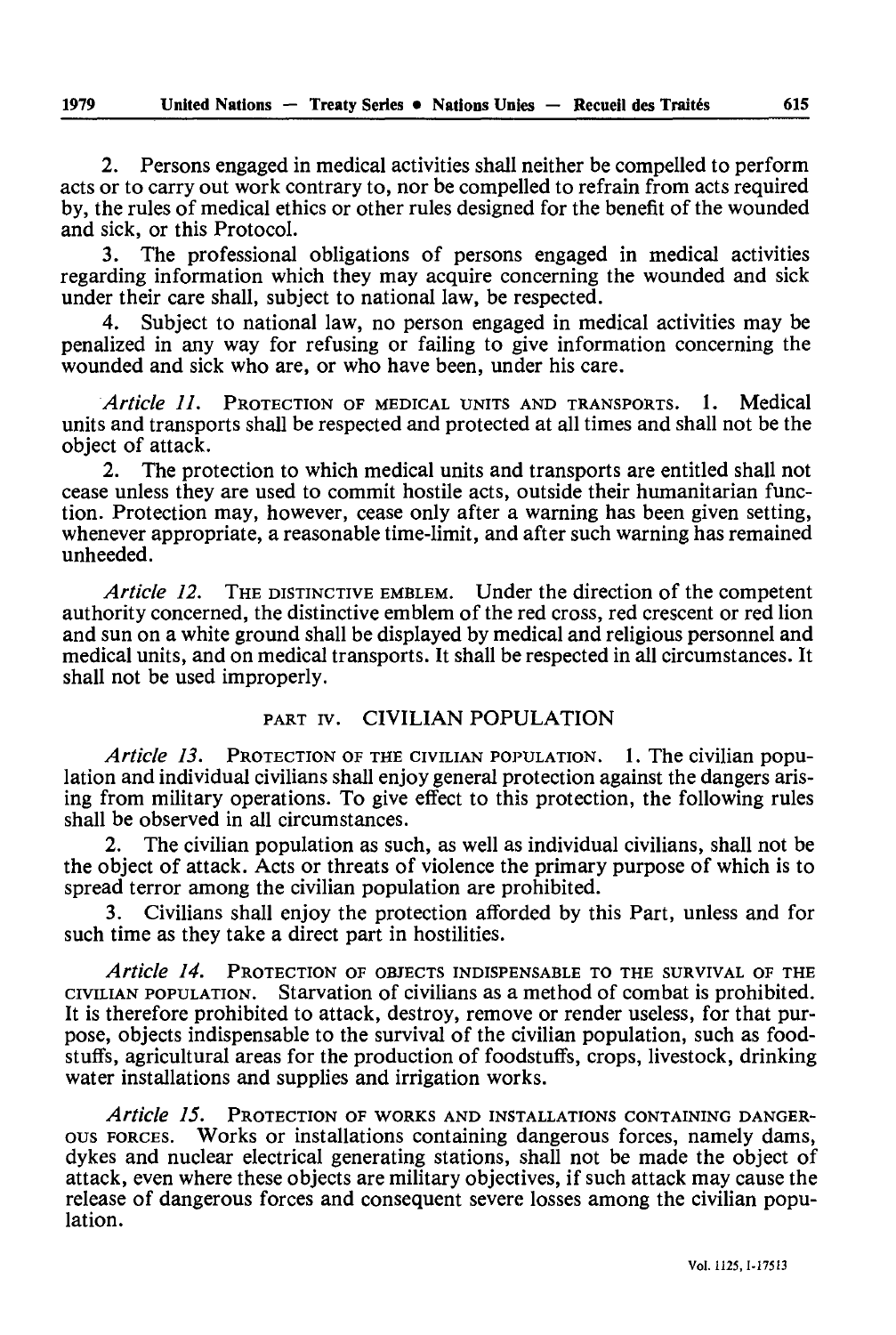2. Persons engaged in medical activities shall neither be compelled to perform acts or to carry out work contrary to, nor be compelled to refrain from acts required by, the rules of medical ethics or other rules designed for the benefit of the wounded and sick, or this Protocol.

3. The professional obligations of persons engaged in medical activities regarding information which they may acquire concerning the wounded and sick under their care shall, subject to national law, be respected.

4. Subject to national law, no person engaged in medical activities may be penalized in any way for refusing or failing to give information concerning the wounded and sick who are, or who have been, under his care.

*Article 11.* PROTECTION OF MEDICAL UNITS AND TRANSPORTS. 1. Medical units and transports shall be respected and protected at all times and shall not be the object of attack.

2. The protection to which medical units and transports are entitled shall not cease unless they are used to commit hostile acts, outside their humanitarian function. Protection may, however, cease only after a warning has been given setting, whenever appropriate, a reasonable time-limit, and after such warning has remained unheeded.

*Article 12.* THE DISTINCTIVE EMBLEM. Under the direction of the competent authority concerned, the distinctive emblem of the red cross, red crescent or red lion and sun on a white ground shall be displayed by medical and religious personnel and medical units, and on medical transports. It shall be respected in all circumstances. It shall not be used improperly.

## PART IV. CIVILIAN POPULATION

*Article 13.* PROTECTION OF THE CIVILIAN POPULATION. 1. The civilian population and individual civilians shall enjoy general protection against the dangers arising from military operations. To give effect to this protection, the following rules shall be observed in all circumstances.

2. The civilian population as such, as well as individual civilians, shall not be the object of attack. Acts or threats of violence the primary purpose of which is to spread terror among the civilian population are prohibited.

3. Civilians shall enjoy the protection afforded by this Part, unless and for such time as they take a direct part in hostilities.

*Article 14.* PROTECTION OF OBJECTS INDISPENSABLE TO THE SURVIVAL OF THE CIVILIAN POPULATION. Starvation of civilians as a method of combat is prohibited. It is therefore prohibited to attack, destroy, remove or render useless, for that purpose, objects indispensable to the survival of the civilian population, such as foodstuffs, agricultural areas for the production of foodstuffs, crops, livestock, drinking water installations and supplies and irrigation works.

*Article 15.* PROTECTION OF WORKS AND INSTALLATIONS CONTAINING DANGEROUS FORCES. Works or installations containing dangerous forces, namely dams, dykes and nuclear electrical generating stations, shall not be made the object of attack, even where these objects are military objectives, if such attack may cause the release of dangerous forces and consequent severe losses among the civilian population.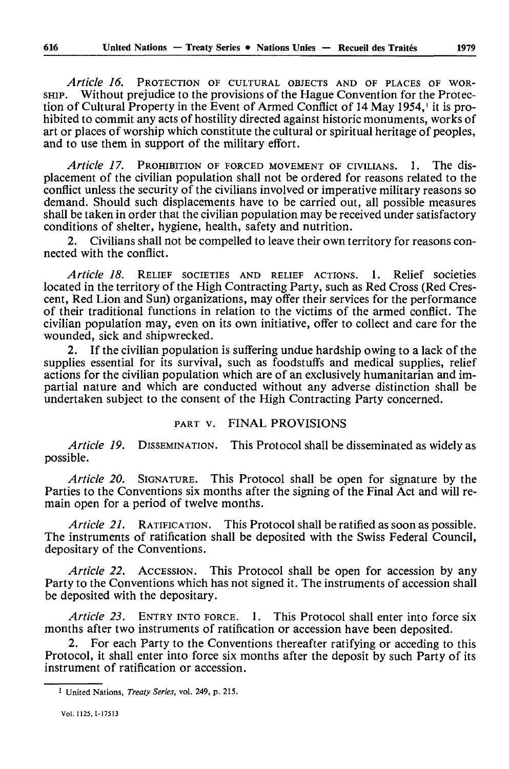*Article 16.* PROTECTION OF CULTURAL OBJECTS AND OF PLACES OF WORSHIP. Without prejudice to the provisions of the Hague Convention for the Protection of Cultural Property in the Event of Armed Conflict of 14 May 1954,[1] it is prohibited to commit any acts of hostility directed against historic monuments, works of art or places of worship which constitute the cultural or spiritual heritage of peoples, and to use them in support of the military effort.

*Article 17.* PROHIBITION OF FORCED MOVEMENT OF CIVILIANS. 1. The displacement of the civilian population shall not be ordered for reasons related to the conflict unless the security of the civilians involved or imperative military reasons so demand. Should such displacements have to be carried out, all possible measures shall be taken in order that the civilian population may be received under satisfactory conditions of shelter, hygiene, health, safety and nutrition.

2. Civilians shall not be compelled to leave their own territory for reasons connected with the conflict.

*Article 18.* RELIEF SOCIETIES AND RELIEF ACTIONS. 1. Relief societies located in the territory of the High Contracting Party, such as Red Cross (Red Crescent, Red Lion and Sun) organizations, may offer their services for the performance of their traditional functions in relation to the victims of the armed conflict. The civilian population may, even on its own initiative, offer to collect and care for the wounded, sick and shipwrecked.

2. If the civilian population is suffering undue hardship owing to a lack of the supplies essential for its survival, such as foodstuffs and medical supplies, relief actions for the civilian population which are of an exclusively humanitarian and impartial nature and which are conducted without any adverse distinction shall be undertaken subject to the consent of the High Contracting Party concerned.

## PART V. FINAL PROVISIONS

*Article 19.* DISSEMINATION. This Protocol shall be disseminated as widely as possible.

*Article 20.* SIGNATURE. This Protocol shall be open for signature by the Parties to the Conventions six months after the signing of the Final Act and will remain open for a period of twelve months.

*Article 21.* RATIFICATION. This Protocol shall be ratified as soon as possible. The instruments of ratification shall be deposited with the Swiss Federal Council, depositary of the Conventions.

*Article 22.* ACCESSION. This Protocol shall be open for accession by any Party to the Conventions which has not signed it. The instruments of accession shall be deposited with the depositary.

*Article 23.* ENTRY INTO FORCE. 1. This Protocol shall enter into force six months after two instruments of ratification or accession have been deposited.

2. For each Party to the Conventions thereafter ratifying or acceding to this Protocol, it shall enter into force six months after the deposit by such Party of its instrument of ratification or accession.

---

[1] United Nations, *Treaty Series*, vol. 249, p. 215.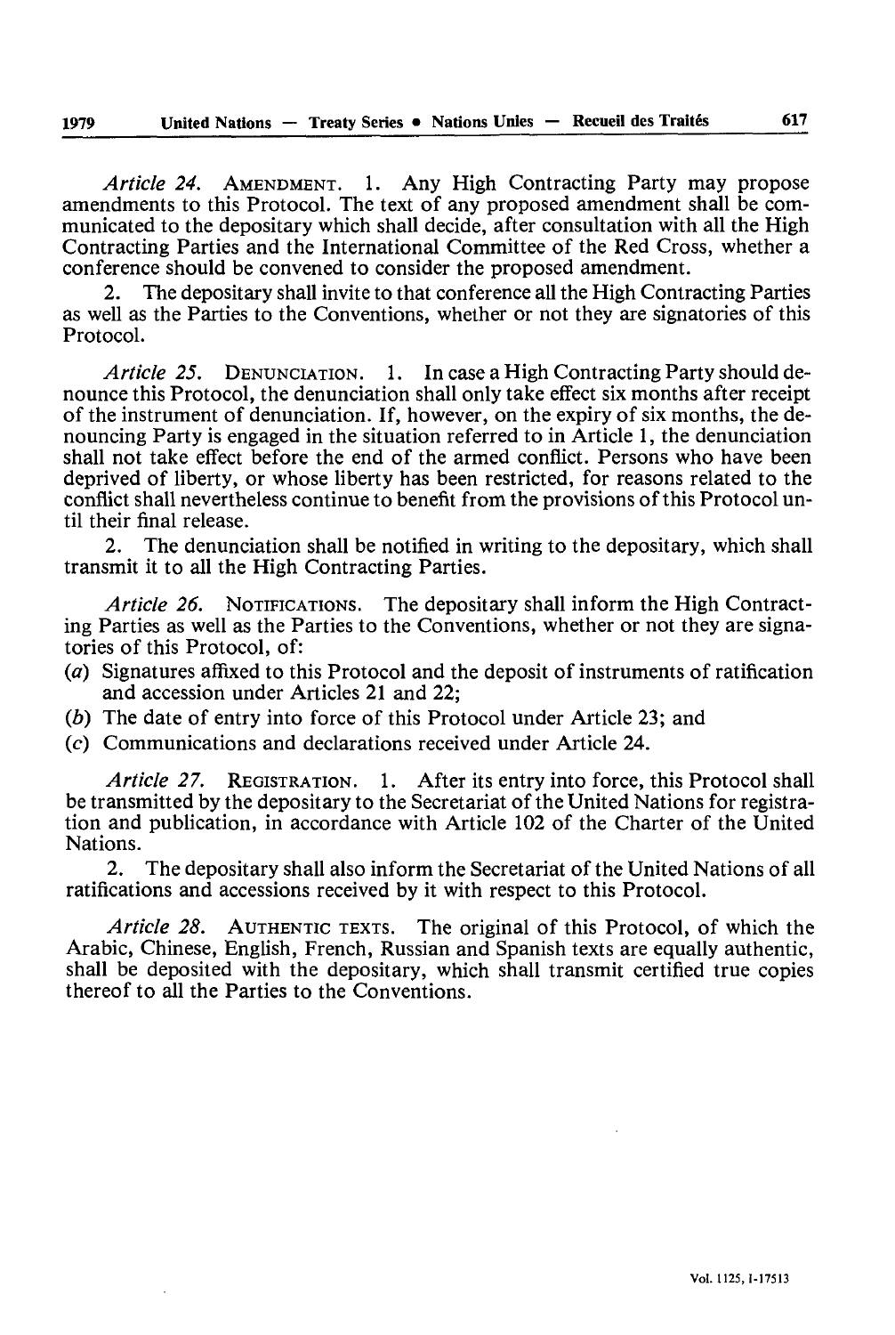*Article 24.* AMENDMENT. 1. Any High Contracting Party may propose amendments to this Protocol. The text of any proposed amendment shall be communicated to the depositary which shall decide, after consultation with all the High Contracting Parties and the International Committee of the Red Cross, whether a conference should be convened to consider the proposed amendment.

2. The depositary shall invite to that conference all the High Contracting Parties as well as the Parties to the Conventions, whether or not they are signatories of this Protocol.

*Article 25.* DENUNCIATION. 1. In case a High Contracting Party should denounce this Protocol, the denunciation shall only take effect six months after receipt of the instrument of denunciation. If, however, on the expiry of six months, the denouncing Party is engaged in the situation referred to in Article 1, the denunciation shall not take effect before the end of the armed conflict. Persons who have been deprived of liberty, or whose liberty has been restricted, for reasons related to the conflict shall nevertheless continue to benefit from the provisions of this Protocol until their final release.

2. The denunciation shall be notified in writing to the depositary, which shall transmit it to all the High Contracting Parties.

*Article 26.* NOTIFICATIONS. The depositary shall inform the High Contracting Parties as well as the Parties to the Conventions, whether or not they are signatories of this Protocol, of:

(*a*) Signatures affixed to this Protocol and the deposit of instruments of ratification and accession under Articles 21 and 22;
(*b*) The date of entry into force of this Protocol under Article 23; and
(*c*) Communications and declarations received under Article 24.

*Article 27.* REGISTRATION. 1. After its entry into force, this Protocol shall be transmitted by the depositary to the Secretariat of the United Nations for registration and publication, in accordance with Article 102 of the Charter of the United Nations.

2. The depositary shall also inform the Secretariat of the United Nations of all ratifications and accessions received by it with respect to this Protocol.

*Article 28.* AUTHENTIC TEXTS. The original of this Protocol, of which the Arabic, Chinese, English, French, Russian and Spanish texts are equally authentic, shall be deposited with the depositary, which shall transmit certified true copies thereof to all the Parties to the Conventions.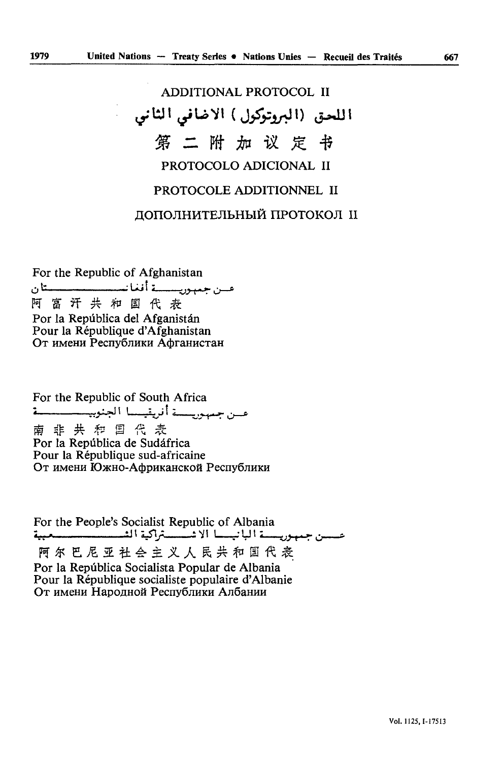# ADDITIONAL PROTOCOL II

# اللحق (البروتوكول) الاضافي الثاني

# 第二附加议定书

# PROTOCOLO ADICIONAL II

# PROTOCOLE ADDITIONNEL II

# ДОПОЛНИТЕЛЬНЫЙ ПРОТОКОЛ II

For the Republic of Afghanistan
عن جمهورية أفغانستان
阿富汗共和国代表
Por la República del Afganistán
Pour la République d'Afghanistan
От имени Республики Афганистан

For the Republic of South Africa
عن جمهورية أفريقيا الجنوبية
南非共和国代表
Por la República de Sudáfrica
Pour la République sud-africaine
От имени Южно-Африканской Республики

For the People's Socialist Republic of Albania
عن جمهورية البانيا الاشتراكية الشعبية
阿尔巴尼亚社会主义人民共和国代表
Por la República Socialista Popular de Albania
Pour la République socialiste populaire d'Albanie
От имени Народной Республики Албании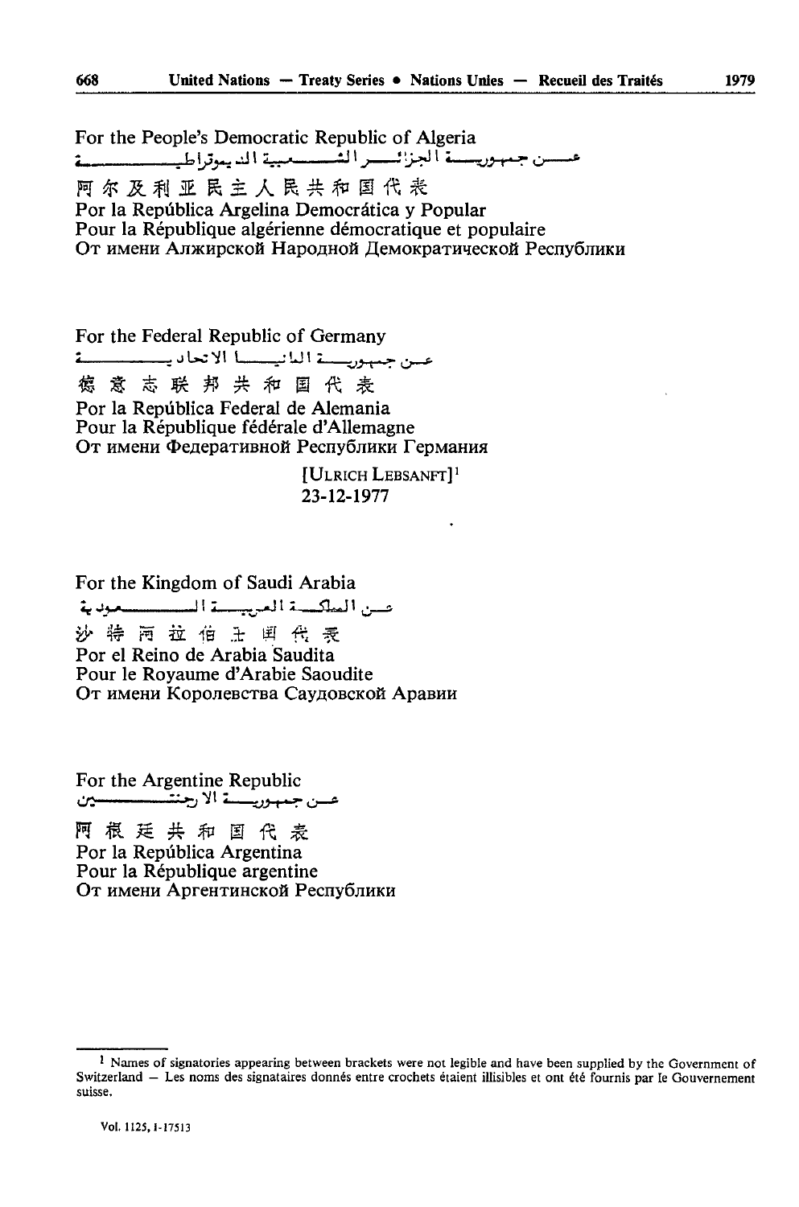For the People's Democratic Republic of Algeria
عن جمهورية الجزائر الشعبية الديموقراطية
阿尔及利亚民主人民共和国代表
Por la República Argelina Democrática y Popular
Pour la République algérienne démocratique et populaire
От имени Алжирской Народной Демократической Республики

For the Federal Republic of Germany
عن جمهورية المانيا الاتحادية
德意志联邦共和国代表
Por la República Federal de Alemania
Pour la République fédérale d'Allemagne
От имени Федеративной Республики Германия

[ULRICH LEBSANFT][1]
23-12-1977

For the Kingdom of Saudi Arabia
عن المملكة العربية السعودية
沙特阿拉伯王国代表
Por el Reino de Arabia Saudita
Pour le Royaume d'Arabie Saoudite
От имени Королевства Саудовской Аравии

For the Argentine Republic
عن جمهورية الارجنتين
阿根廷共和国代表
Por la República Argentina
Pour la République argentine
От имени Аргентинской Республики

[1] Names of signatories appearing between brackets were not legible and have been supplied by the Government of Switzerland — Les noms des signataires donnés entre crochets étaient illisibles et ont été fournis par le Gouvernement suisse.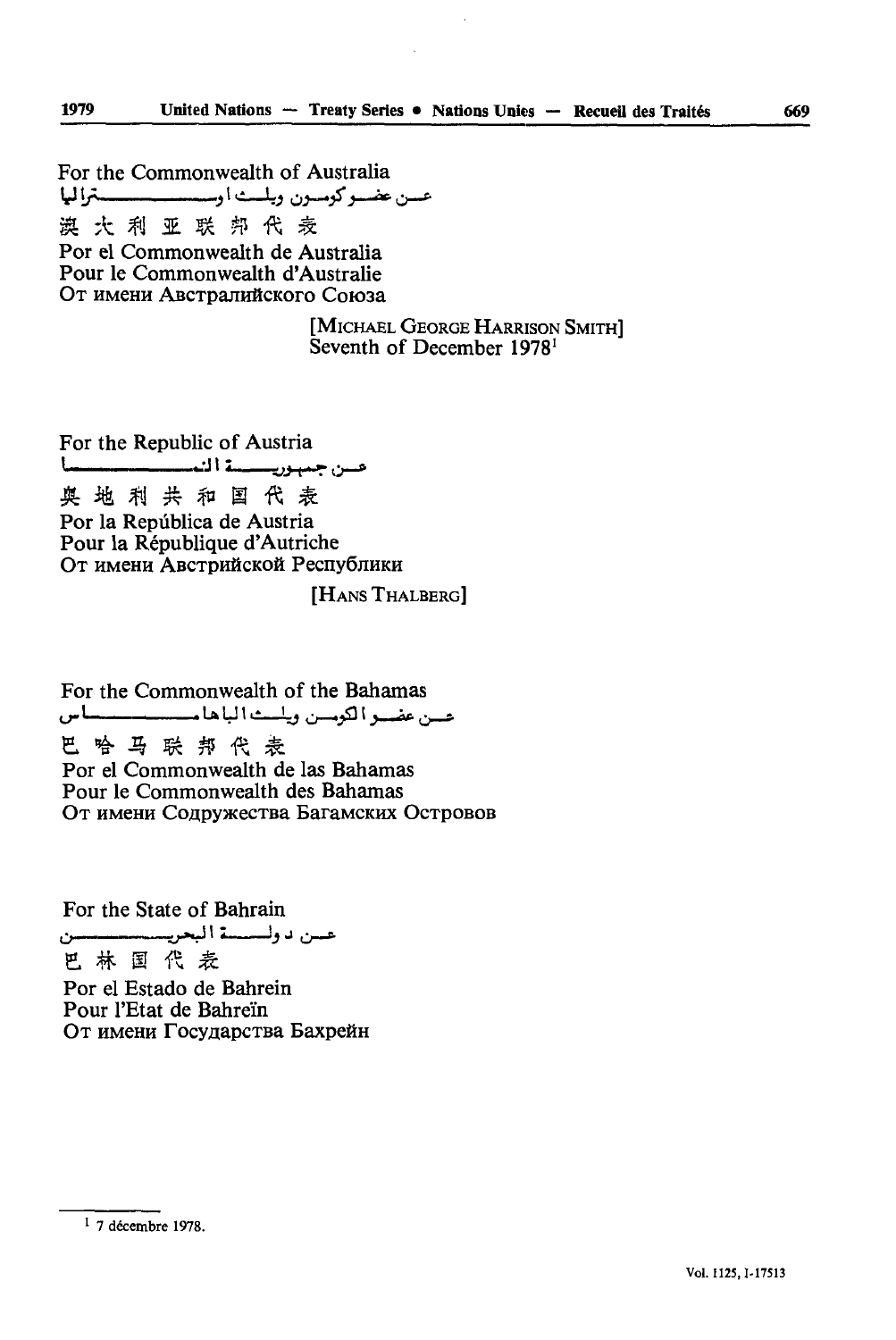For the Commonwealth of Australia
عن عضو كومنولث استراليا
澳大利亚联邦代表
Por el Commonwealth de Australia
Pour le Commonwealth d'Australie
От имени Австралийского Союза

[MICHAEL GEORGE HARRISON SMITH]
Seventh of December 1978[1]

For the Republic of Austria
عن جمهورية النمسا
奥地利共和国代表
Por la República de Austria
Pour la République d'Autriche
От имени Австрийской Республики

[HANS THALBERG]

For the Commonwealth of the Bahamas
عن عضو الكومنولث الباهاماس
巴哈马联邦代表
Por el Commonwealth de las Bahamas
Pour le Commonwealth des Bahamas
От имени Содружества Багамских Островов

For the State of Bahrain
عن دولة البحرين
巴林国代表
Por el Estado de Bahrein
Pour l'Etat de Bahreïn
От имени Государства Бахрейн

---

[1] 7 décembre 1978.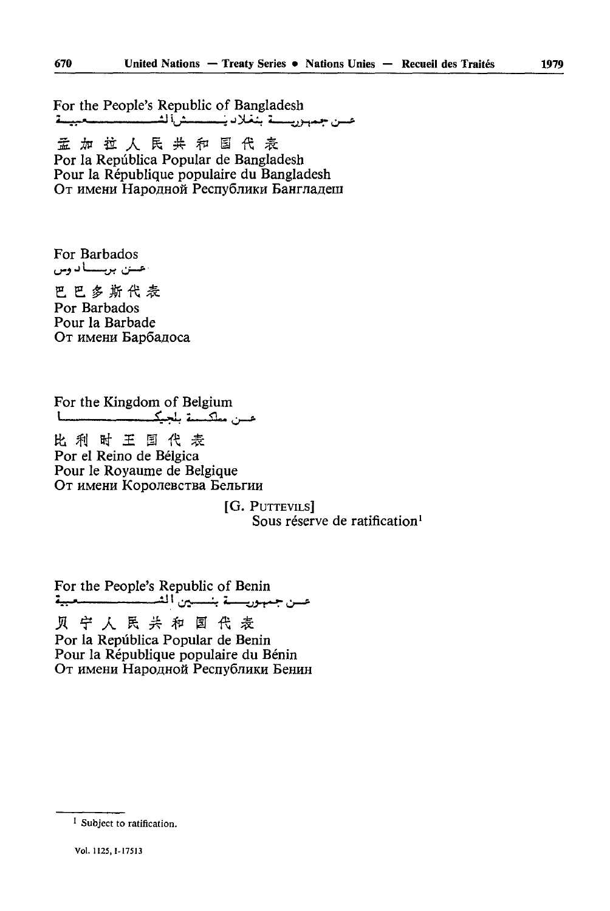For the People's Republic of Bangladesh
عن جمهورية بنغلاديش الشعبية
孟加拉人民共和国代表
Por la República Popular de Bangladesh
Pour la République populaire du Bangladesh
От имени Народной Республики Бангладеш

For Barbados
عن بربادوس
巴巴多斯代表
Por Barbados
Pour la Barbade
От имени Барбадоса

For the Kingdom of Belgium
عن مملكة بلجيكا
比利时王国代表
Por el Reino de Bélgica
Pour le Royaume de Belgique
От имени Королевства Бельгии

[G. PUTTEVILS]
Sous réserve de ratification[1]

For the People's Republic of Benin
عن جمهورية بنين الشعبية
贝宁人民共和国代表
Por la República Popular de Benin
Pour la République populaire du Bénin
От имени Народной Республики Бенин

---

[1] Subject to ratification.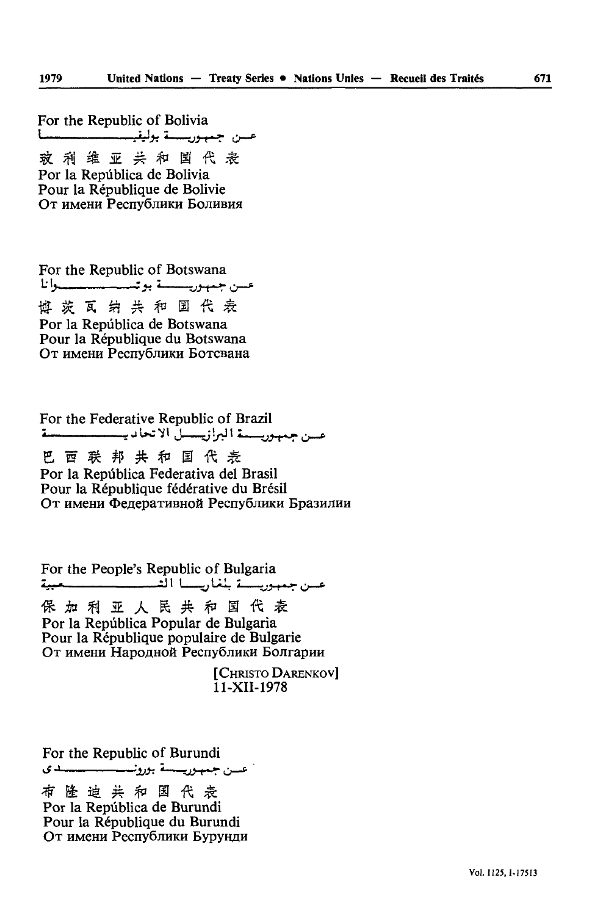For the Republic of Bolivia
عن جمهورية بوليفيا
玻利维亚共和国代表
Por la República de Bolivia
Pour la République de Bolivie
От имени Республики Боливия

For the Republic of Botswana
عن جمهورية بوتسوانا
博茨瓦纳共和国代表
Por la República de Botswana
Pour la République du Botswana
От имени Республики Ботсвана

For the Federative Republic of Brazil
عن جمهورية البرازيل الاتحادية
巴西联邦共和国代表
Por la República Federativa del Brasil
Pour la République fédérative du Brésil
От имени Федеративной Республики Бразилии

For the People's Republic of Bulgaria
عن جمهورية بلغاريا الشعبية
保加利亚人民共和国代表
Por la República Popular de Bulgaria
Pour la République populaire de Bulgarie
От имени Народной Республики Болгарии

[CHRISTO DARENKOV]
11-XII-1978

For the Republic of Burundi
عن جمهورية بوروندي
布隆迪共和国代表
Por la República de Burundi
Pour la République du Burundi
От имени Республики Бурунди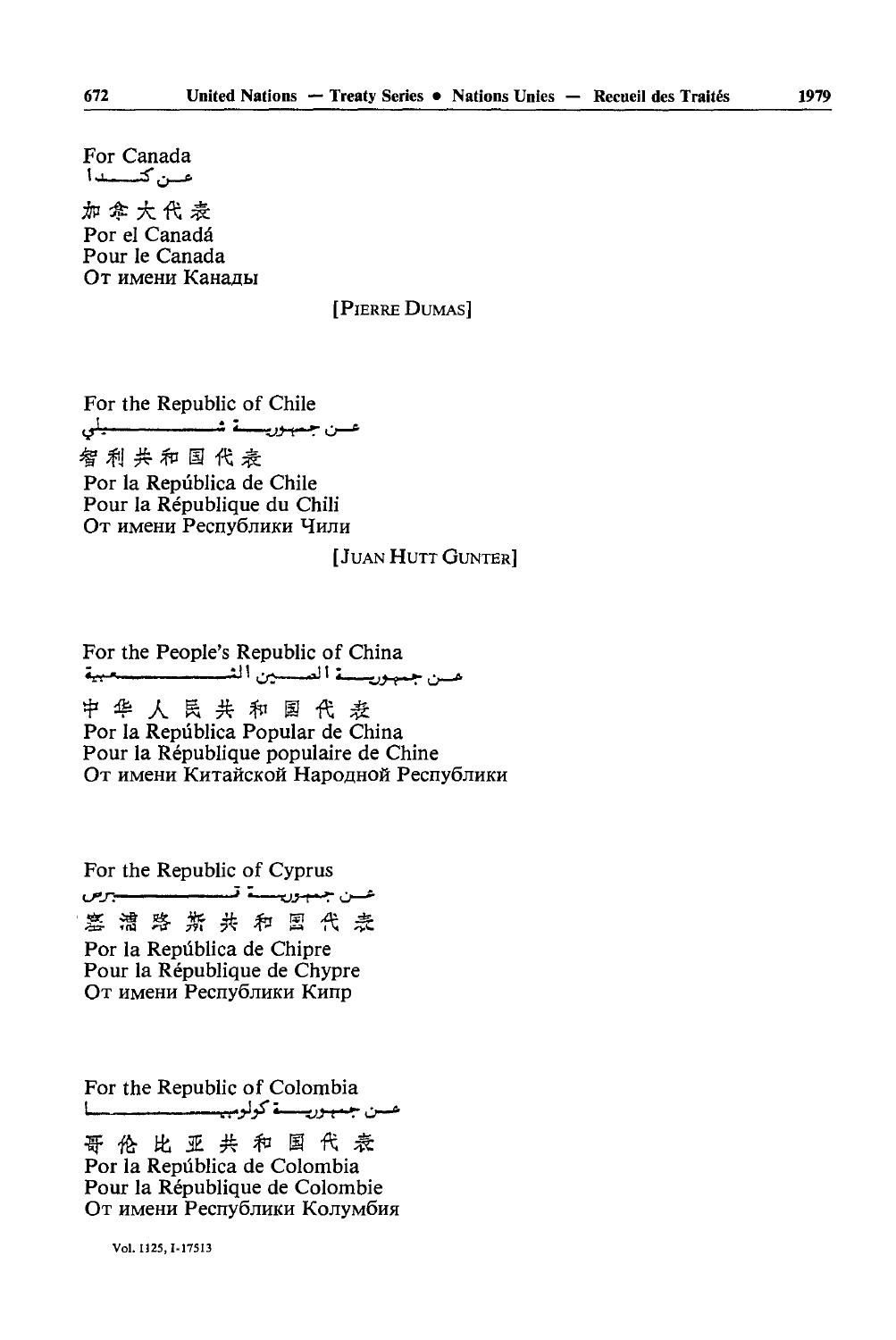For Canada
عن كندا
加拿大代表
Por el Canadá
Pour le Canada
От имени Канады

[PIERRE DUMAS]

For the Republic of Chile
عن جمهورية شيلي
智利共和国代表
Por la República de Chile
Pour la République du Chili
От имени Республики Чили

[JUAN HUTT GUNTER]

For the People's Republic of China
عن جمهورية الصين الشعبية
中华人民共和国代表
Por la República Popular de China
Pour la République populaire de Chine
От имени Китайской Народной Республики

For the Republic of Cyprus
عن جمهورية قبرص
塞浦路斯共和国代表
Por la República de Chipre
Pour la République de Chypre
От имени Республики Кипр

For the Republic of Colombia
عن جمهورية كولومبيا
哥伦比亚共和国代表
Por la República de Colombia
Pour la République de Colombie
От имени Республики Колумбия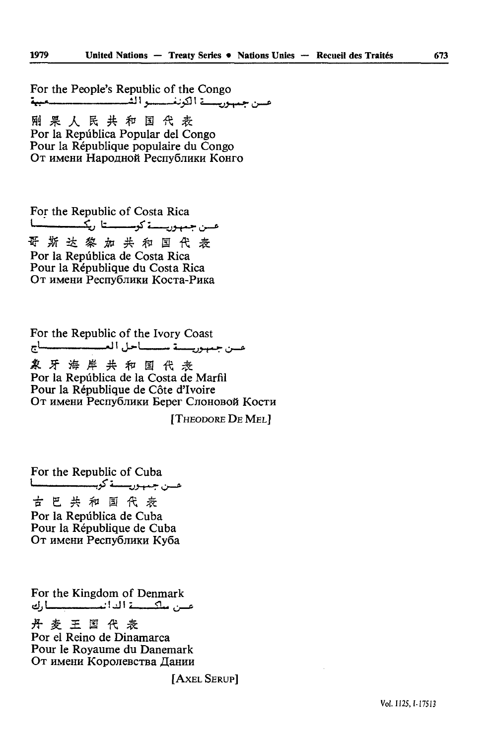For the People's Republic of the Congo
عن جمهورية الكونغو الشعبية
刚果人民共和国代表
Por la República Popular del Congo
Pour la République populaire du Congo
От имени Народной Республики Конго

For the Republic of Costa Rica
عن جمهورية كوستا ريكا
哥斯达黎加共和国代表
Por la República de Costa Rica
Pour la République du Costa Rica
От имени Республики Коста-Рика

For the Republic of the Ivory Coast
عن جمهورية ساحل العاج
象牙海岸共和国代表
Por la República de la Costa de Marfil
Pour la République de Côte d'Ivoire
От имени Республики Берег Слоновой Кости

[THEODORE DE MEL]

For the Republic of Cuba
عن جمهورية كوبا
古巴共和国代表
Por la República de Cuba
Pour la République de Cuba
От имени Республики Куба

For the Kingdom of Denmark
عن مملكة الدانمارك
丹麦王国代表
Por el Reino de Dinamarca
Pour le Royaume du Danemark
От имени Королевства Дании

[AXEL SERUP]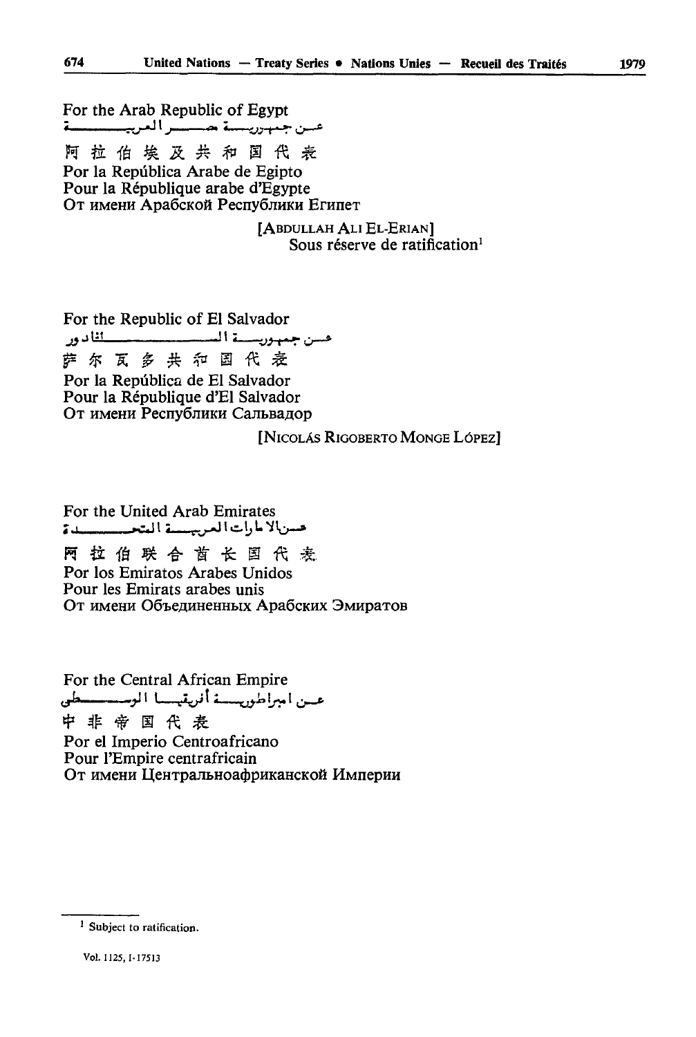For the Arab Republic of Egypt
عن جمهورية مصر العربية
阿拉伯埃及共和国代表
Por la República Arabe de Egipto
Pour la République arabe d'Egypte
От имени Арабской Республики Египет

[ABDULLAH ALI EL-ERIAN]
Sous réserve de ratification[1]

For the Republic of El Salvador
عن جمهورية السلفادور
萨尔瓦多共和国代表
Por la República de El Salvador
Pour la République d'El Salvador
От имени Республики Сальвадор

[NICOLÁS RIGOBERTO MONGE LÓPEZ]

For the United Arab Emirates
عن الامارات العربية المتحدة
阿拉伯联合酋长国代表
Por los Emiratos Arabes Unidos
Pour les Emirats arabes unis
От имени Объединенных Арабских Эмиратов

For the Central African Empire
عن امبراطورية أفريقيا الوسطى
中非帝国代表
Por el Imperio Centroafricano
Pour l'Empire centrafricain
От имени Центральноафриканской Империи

[1] Subject to ratification.

Vol. 1125, I-17513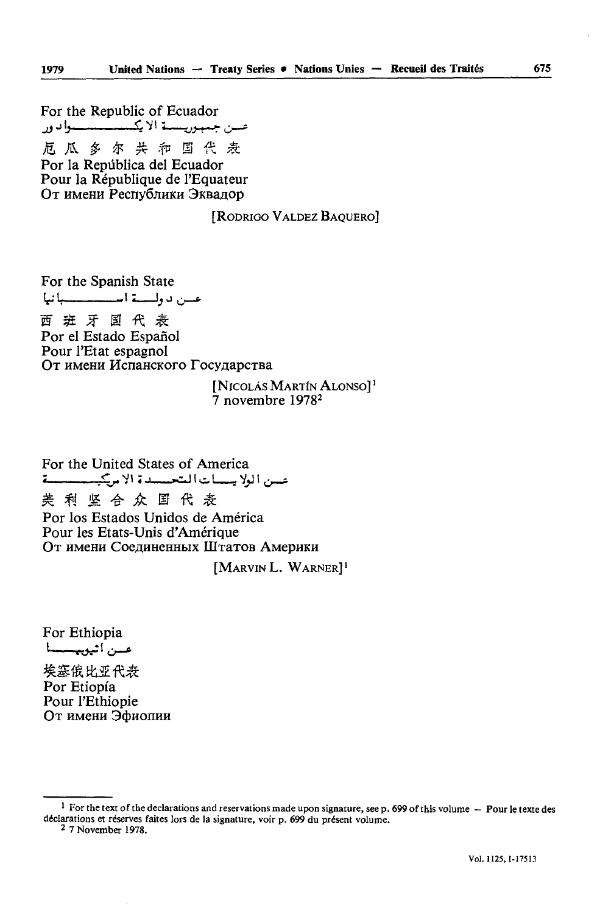For the Republic of Ecuador
عن جمهورية الاكوادور
厄瓜多尔共和国代表
Por la República del Ecuador
Pour la République de l'Equateur
От имени Республики Эквадор

[RODRIGO VALDEZ BAQUERO]

For the Spanish State
عن دولة اسبانيا
西班牙国代表
Por el Estado Español
Pour l'Etat espagnol
От имени Испанского Государства

[NICOLÁS MARTÍN ALONSO][1]
7 novembre 1978[2]

For the United States of America
عن الولايات المتحدة الامريكية
美利坚合众国代表
Por los Estados Unidos de América
Pour les Etats-Unis d'Amérique
От имени Соединенных Штатов Америки

[MARVIN L. WARNER][1]

For Ethiopia
عن اثيوبيا
埃塞俄比亚代表
Por Etiopía
Pour l'Ethiopie
От имени Эфиопии

---

[1] For the text of the declarations and reservations made upon signature, see p. 699 of this volume — Pour le texte des déclarations et réserves faites lors de la signature, voir p. 699 du présent volume.

[2] 7 November 1978.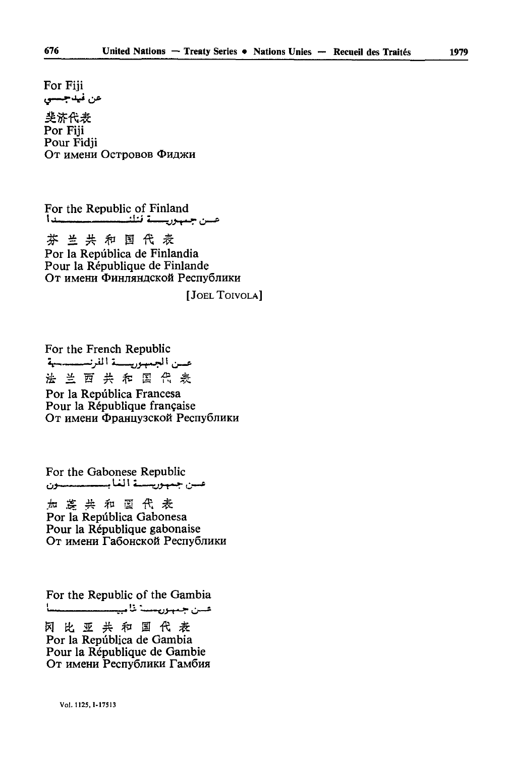For Fiji
عن فيدجـي
斐济代表
Por Fiji
Pour Fidji
От имени Островов Фиджи

For the Republic of Finland
عـن جمهوريـة فنلنـدا
芬兰共和国代表
Por la República de Finlandia
Pour la République de Finlande
От имени Финляндской Республики

[JOEL TOIVOLA]

For the French Republic
عـن الجمهوريـة الفرنسيـة
法兰西共和国代表
Por la República Francesa
Pour la République française
От имени Французской Республики

For the Gabonese Republic
عـن جمهوريـة الغابـون
加蓬共和国代表
Por la República Gabonesa
Pour la République gabonaise
От имени Габонской Республики

For the Republic of the Gambia
عـن جمهوريـة غامبيـا
冈比亚共和国代表
Por la República de Gambia
Pour la République de Gambie
От имени Республики Гамбия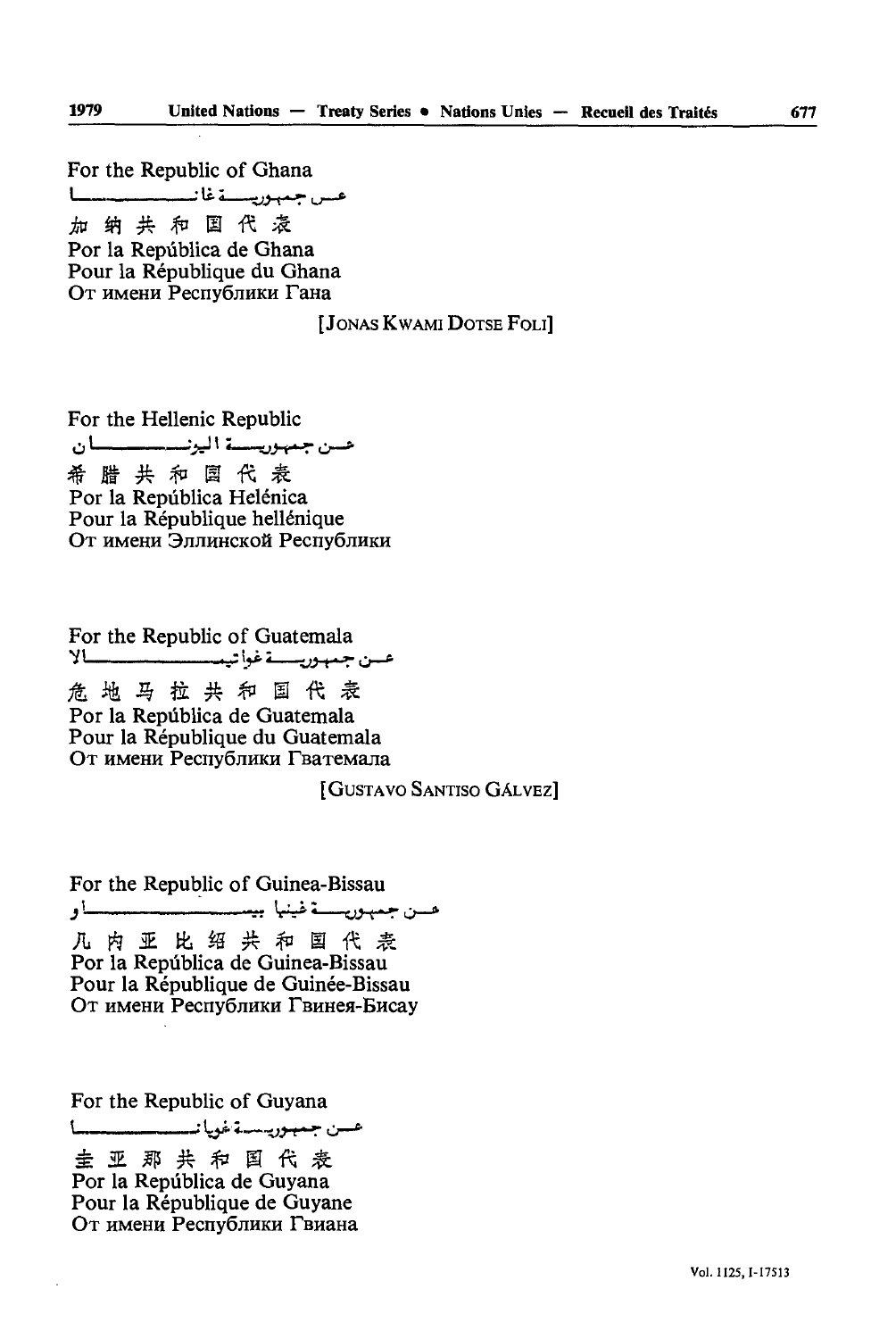For the Republic of Ghana
عن جمهورية غانا
加纳共和国代表
Por la República de Ghana
Pour la République du Ghana
От имени Республики Гана

[JONAS KWAMI DOTSE FOLI]

For the Hellenic Republic
عن جمهورية اليونان
希腊共和国代表
Por la República Helénica
Pour la République hellénique
От имени Эллинской Республики

For the Republic of Guatemala
عن جمهورية غواتيمالا
危地马拉共和国代表
Por la República de Guatemala
Pour la République du Guatemala
От имени Республики Гватемала

[GUSTAVO SANTISO GÁLVEZ]

For the Republic of Guinea-Bissau
عن جمهورية غينيا بيساو
几内亚比绍共和国代表
Por la República de Guinea-Bissau
Pour la République de Guinée-Bissau
От имени Республики Гвинея-Бисау

For the Republic of Guyana
عن جمهورية غويانا
圭亚那共和国代表
Por la República de Guyana
Pour la République de Guyane
От имени Республики Гвиана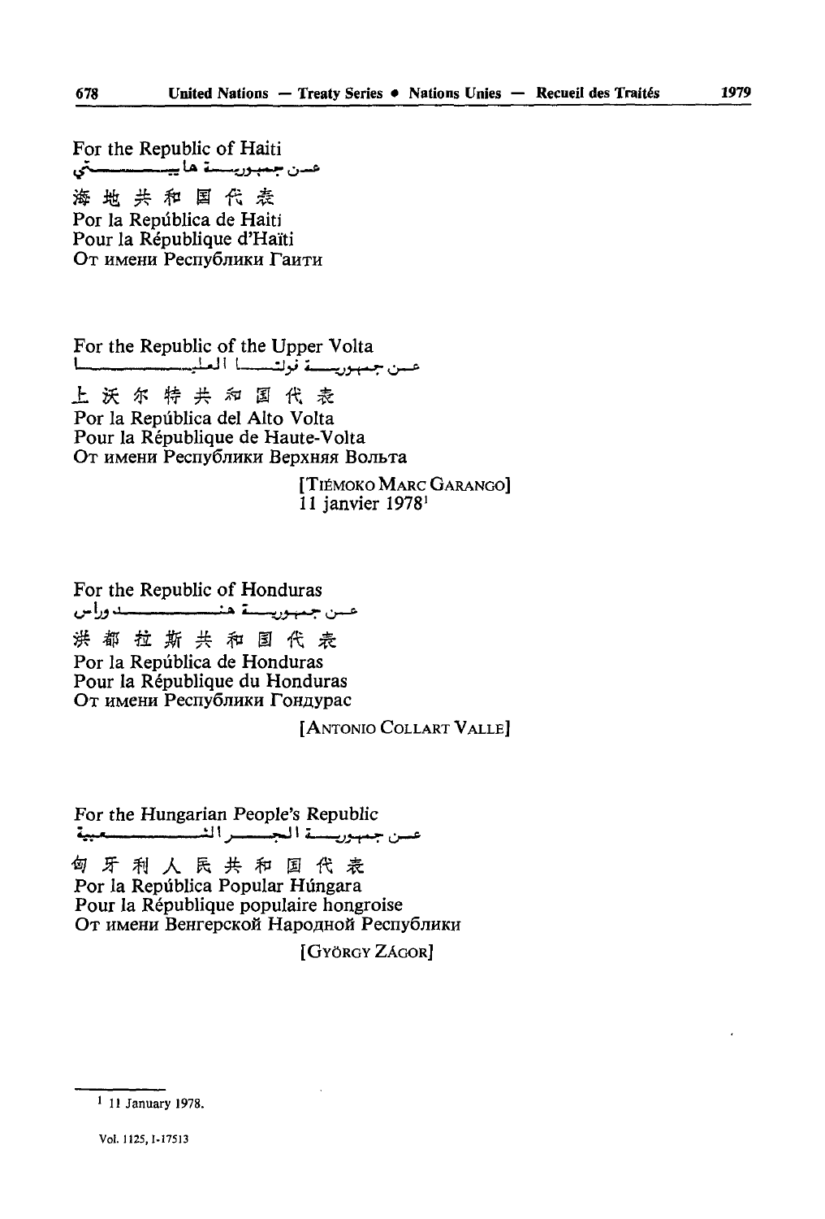For the Republic of Haiti
عن جمهورية هايتي
海地共和国代表
Por la República de Haiti
Pour la République d'Haïti
От имени Республики Гаити

For the Republic of the Upper Volta
عن جمهورية فولتا العليا
上沃尔特共和国代表
Por la República del Alto Volta
Pour la République de Haute-Volta
От имени Республики Верхняя Вольта

[TIÉMOKO MARC GARANGO]
11 janvier 1978[1]

For the Republic of Honduras
عن جمهورية هندوراس
洪都拉斯共和国代表
Por la República de Honduras
Pour la République du Honduras
От имени Республики Гондурас

[ANTONIO COLLART VALLE]

For the Hungarian People's Republic
عن جمهورية المجر الشعبية
匈牙利人民共和国代表
Por la República Popular Húngara
Pour la République populaire hongroise
От имени Венгерской Народной Республики

[GYÖRGY ZÁGOR]

---

[1] 11 January 1978.

Vol. 1125, I-17513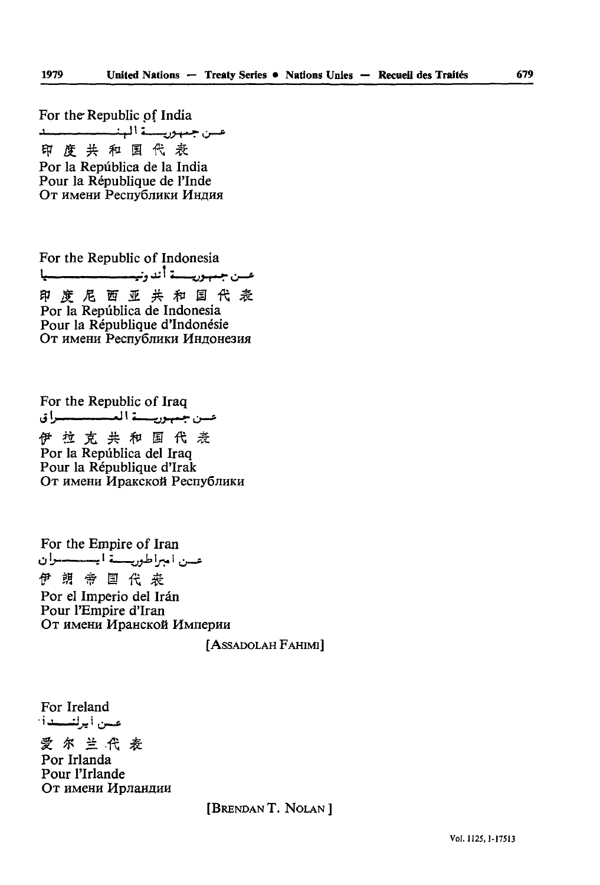For the Republic of India
عن جمهورية الهند
印度共和国代表
Por la República de la India
Pour la République de l'Inde
От имени Республики Индия

For the Republic of Indonesia
عن جمهورية أندونيسيا
印度尼西亚共和国代表
Por la República de Indonesia
Pour la République d'Indonésie
От имени Республики Индонезия

For the Republic of Iraq
عن جمهورية العراق
伊拉克共和国代表
Por la República del Iraq
Pour la République d'Irak
От имени Иракской Республики

For the Empire of Iran
عن امبراطورية ايران
伊朗帝国代表
Por el Imperio del Irán
Pour l'Empire d'Iran
От имени Иранской Империи

[ASSADOLAH FAHIMI]

For Ireland
عن أيرلندا
爱尔兰代表
Por Irlanda
Pour l'Irlande
От имени Ирландии

[BRENDAN T. NOLAN]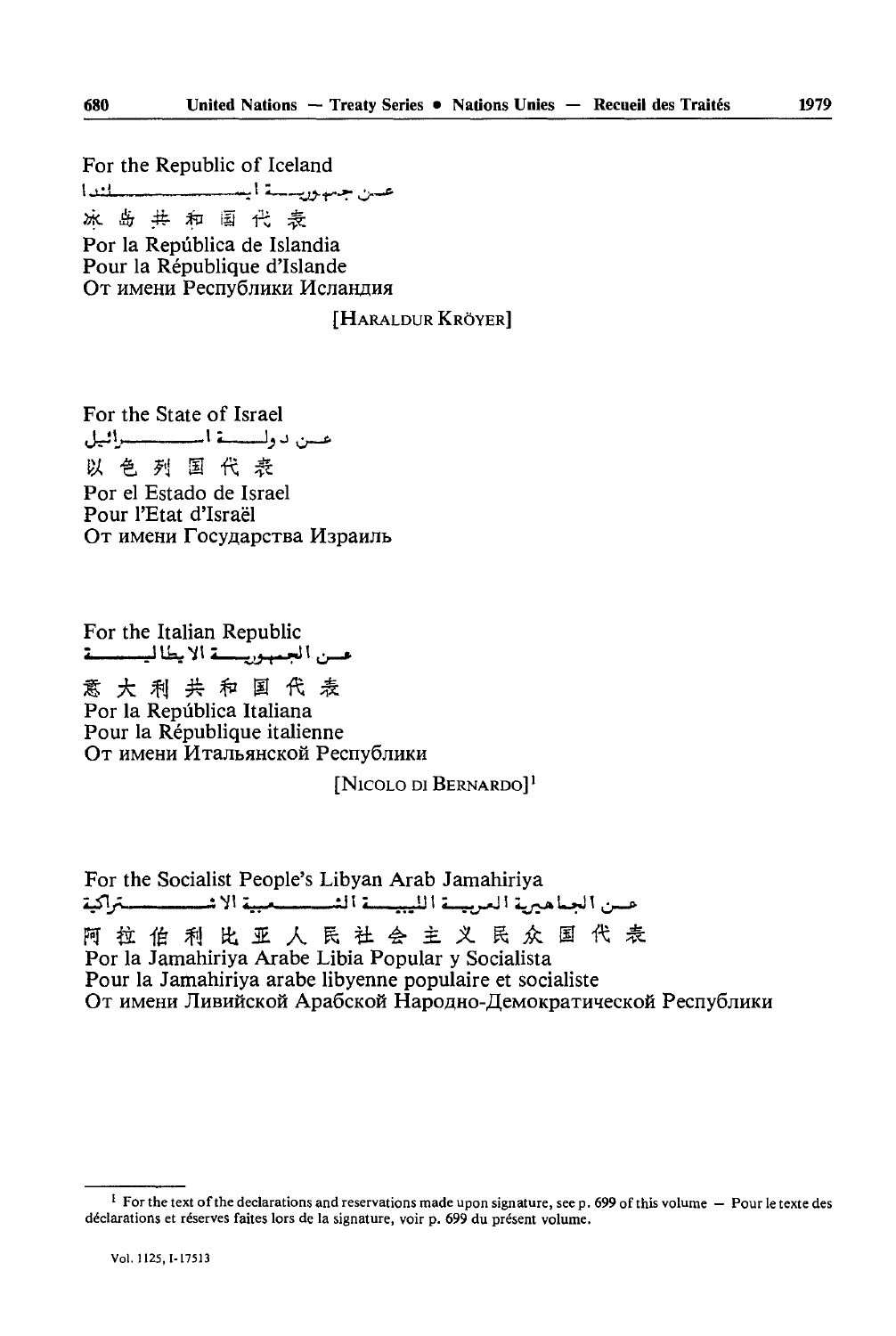For the Republic of Iceland
عن جمهورية ايسلندا
冰岛共和国代表
Por la República de Islandia
Pour la République d'Islande
От имени Республики Исландия

[HARALDUR KRÖYER]

For the State of Israel
عن دولة اسرائيل
以色列国代表
Por el Estado de Israel
Pour l'Etat d'Israël
От имени Государства Израиль

For the Italian Republic
عن الجمهورية الايطالية
意大利共和国代表
Por la República Italiana
Pour la République italienne
От имени Итальянской Республики

[NICOLO DI BERNARDO][1]

For the Socialist People's Libyan Arab Jamahiriya
عن الجماهيرية العربية الليبية الشعبية الاشتراكية
阿拉伯利比亚人民社会主义民众国代表
Por la Jamahiriya Arabe Libia Popular y Socialista
Pour la Jamahiriya arabe libyenne populaire et socialiste
От имени Ливийской Арабской Народно-Демократической Республики

---

[1] For the text of the declarations and reservations made upon signature, see p. 699 of this volume — Pour le texte des déclarations et réserves faites lors de la signature, voir p. 699 du présent volume.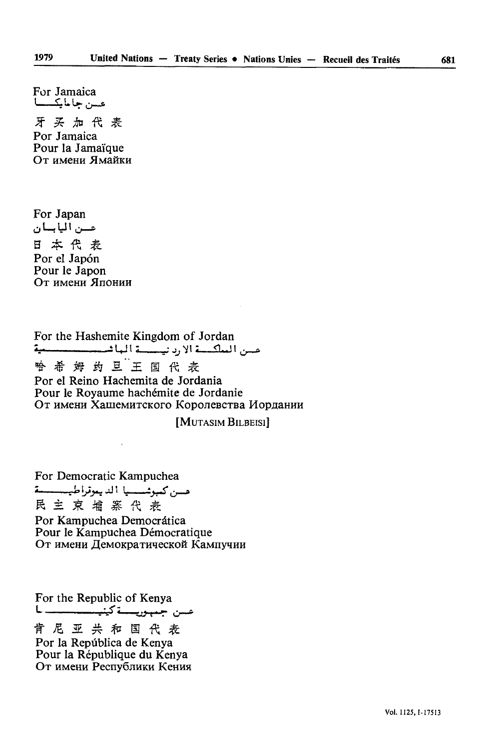For Jamaica
عن جامايكا
牙买加代表
Por Jamaica
Pour la Jamaïque
От имени Ямайки

For Japan
عن اليابان
日本代表
Por el Japón
Pour le Japon
От имени Японии

For the Hashemite Kingdom of Jordan
عن المملكة الاردنية الهاشمية
哈希姆约旦王国代表
Por el Reino Hachemita de Jordania
Pour le Royaume hachémite de Jordanie
От имени Хашемитского Королевства Иордании

[MUTASIM BILBEISI]

For Democratic Kampuchea
عن كمبوشيا الديموقراطية
民主柬埔寨代表
Por Kampuchea Democrática
Pour le Kampuchea Démocratique
От имени Демократической Кампучии

For the Republic of Kenya
عن جمهورية كينيا
肯尼亚共和国代表
Por la República de Kenya
Pour la République du Kenya
От имени Республики Кения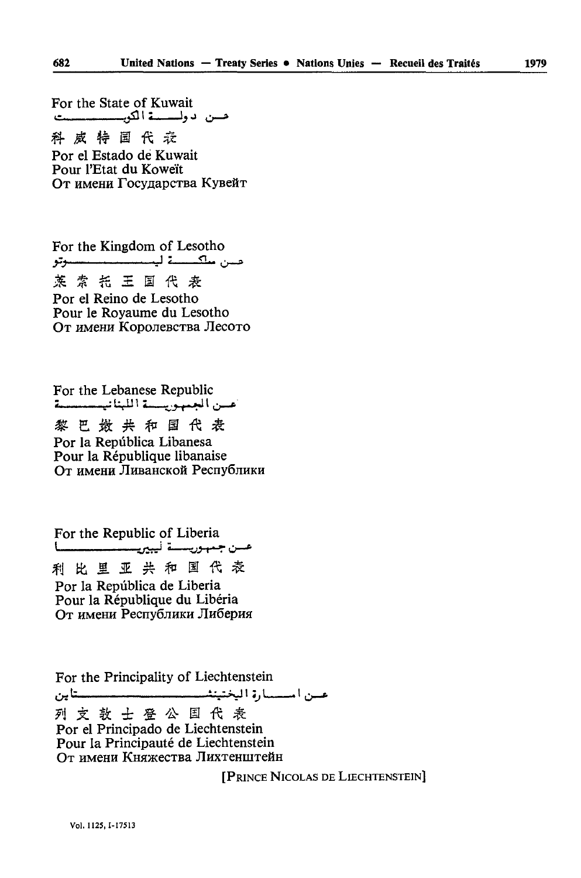For the State of Kuwait

عن دولة الكويت

科威特国代表

Por el Estado de Kuwait

Pour l'Etat du Koweït

От имени Государства Кувейт

For the Kingdom of Lesotho

عن مملكة ليسوتو

莱索托王国代表

Por el Reino de Lesotho

Pour le Royaume du Lesotho

От имени Королевства Лесото

For the Lebanese Republic

عن الجمهورية اللبنانية

黎巴嫩共和国代表

Por la República Libanesa

Pour la République libanaise

От имени Ливанской Республики

For the Republic of Liberia

عن جمهورية ليبريا

利比里亚共和国代表

Por la República de Liberia

Pour la République du Libéria

От имени Республики Либерия

For the Principality of Liechtenstein

عن امارة اليختنشتاين

列支敦士登公国代表

Por el Principado de Liechtenstein

Pour la Principauté de Liechtenstein

От имени Княжества Лихтенштейн

[PRINCE NICOLAS DE LIECHTENSTEIN]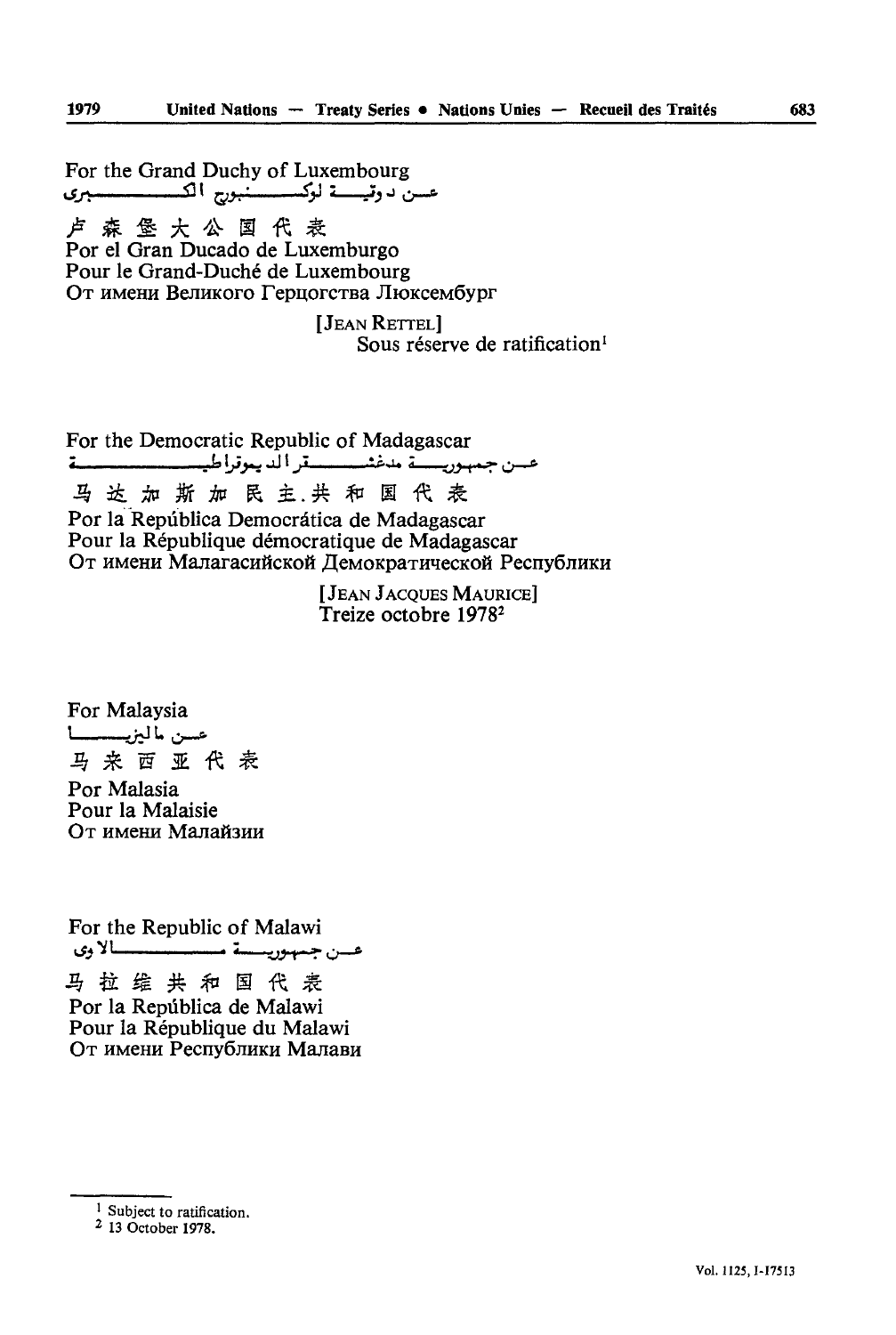For the Grand Duchy of Luxembourg
عن دوقية لوكسمبورغ الكبرى
卢森堡大公国代表
Por el Gran Ducado de Luxemburgo
Pour le Grand-Duché de Luxembourg
От имени Великого Герцогства Люксембург

[JEAN RETTEL]
Sous réserve de ratification[1]

For the Democratic Republic of Madagascar
عن جمهورية مدغشقر الديمقراطية
马达加斯加民主共和国代表
Por la República Democrática de Madagascar
Pour la République démocratique de Madagascar
От имени Малагасийской Демократической Республики

[JEAN JACQUES MAURICE]
Treize octobre 1978[2]

For Malaysia
عن ماليزيا
马来西亚代表
Por Malasia
Pour la Malaisie
От имени Малайзии

For the Republic of Malawi
عن جمهورية ملاوي
马拉维共和国代表
Por la República de Malawi
Pour la République du Malawi
От имени Республики Малави

---

[1] Subject to ratification.
[2] 13 October 1978.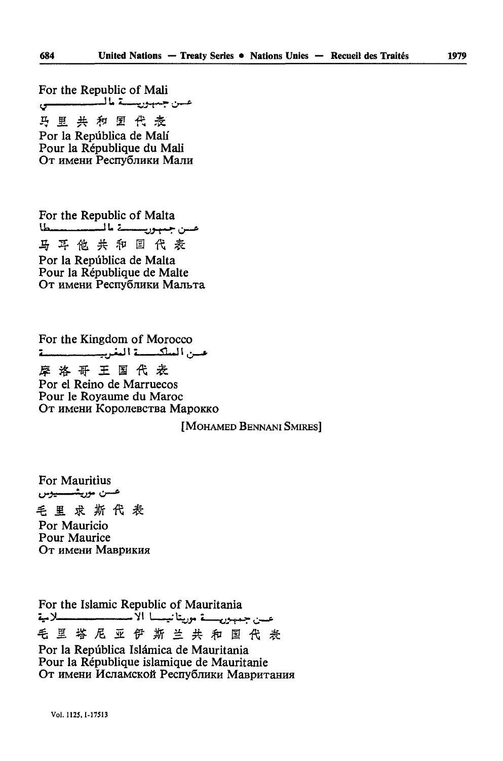For the Republic of Mali
عن جمهورية مالي
马里共和国代表
Por la República de Malí
Pour la République du Mali
От имени Республики Мали

For the Republic of Malta
عن جمهورية مالطا
马耳他共和国代表
Por la República de Malta
Pour la République de Malte
От имени Республики Мальта

For the Kingdom of Morocco
عن المملكة المغربية
摩洛哥王国代表
Por el Reino de Marruecos
Pour le Royaume du Maroc
От имени Королевства Марокко

[MOHAMED BENNANI SMIRES]

For Mauritius
عن موريشيوس
毛里求斯代表
Por Mauricio
Pour Maurice
От имени Маврикия

For the Islamic Republic of Mauritania
عن جمهورية موريتانيا الاسلامية
毛里塔尼亚伊斯兰共和国代表
Por la República Islámica de Mauritania
Pour la République islamique de Mauritanie
От имени Исламской Республики Мавритания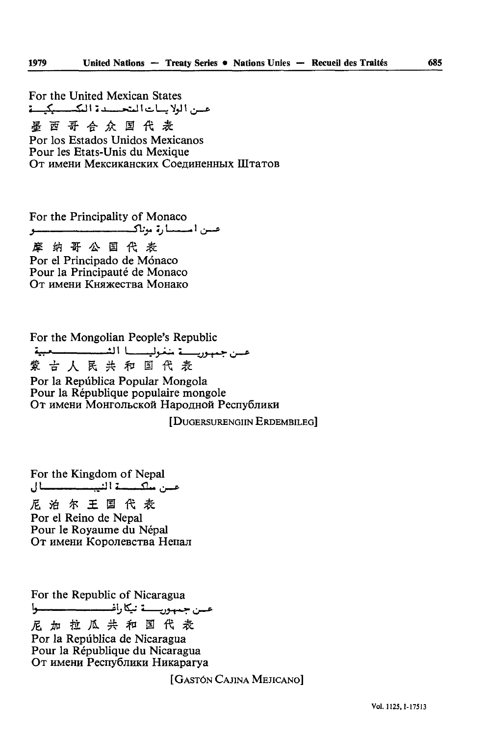For the United Mexican States
عن الولايات المتحدة المكسيكية
墨西哥合众国代表
Por los Estados Unidos Mexicanos
Pour les Etats-Unis du Mexique
От имени Мексиканских Соединенных Штатов

For the Principality of Monaco
عن امارة موناكو
摩纳哥公国代表
Por el Principado de Mónaco
Pour la Principauté de Monaco
От имени Княжества Монако

For the Mongolian People's Republic
عن جمهورية منغوليا الشعبية
蒙古人民共和国代表
Por la República Popular Mongola
Pour la République populaire mongole
От имени Монгольской Народной Республики

[DUGERSURENGIIN ERDEMBILEG]

For the Kingdom of Nepal
عن مملكة النيبال
尼泊尔王国代表
Por el Reino de Nepal
Pour le Royaume du Népal
От имени Королевства Непал

For the Republic of Nicaragua
عن جمهورية نيكاراغوا
尼加拉瓜共和国代表
Por la República de Nicaragua
Pour la République du Nicaragua
От имени Республики Никарагуа

[GASTÓN CAJINA MEJICANO]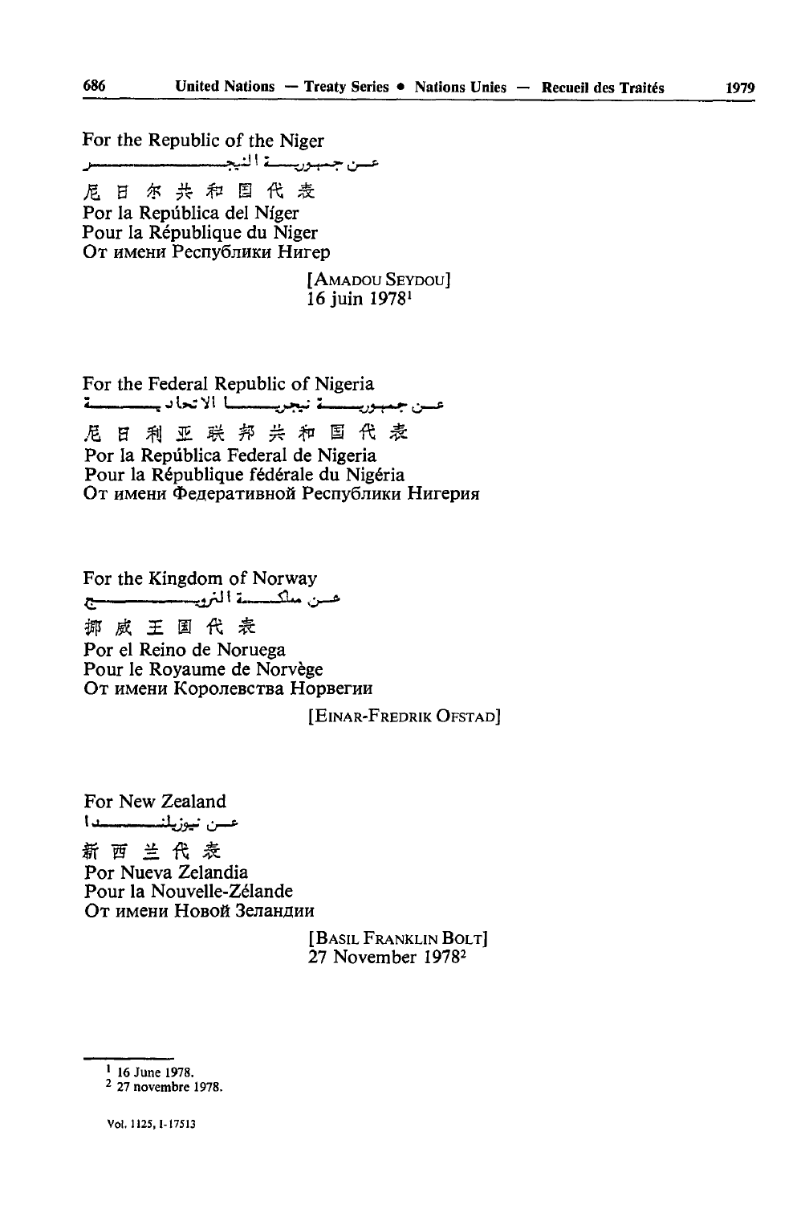For the Republic of the Niger

عن جمهورية النيجر

尼日尔共和国代表

Por la República del Níger

Pour la République du Niger

От имени Республики Нигер

[AMADOU SEYDOU]
16 juin 1978[1]

For the Federal Republic of Nigeria

عن جمهورية نيجيريا الاتحادية

尼日利亚联邦共和国代表

Por la República Federal de Nigeria

Pour la République fédérale du Nigéria

От имени Федеративной Республики Нигерия

For the Kingdom of Norway

عن مملكة النرويج

挪威王国代表

Por el Reino de Noruega

Pour le Royaume de Norvège

От имени Королевства Норвегии

[EINAR-FREDRIK OFSTAD]

For New Zealand

عن نيوزيلندا

新西兰代表

Por Nueva Zelandia

Pour la Nouvelle-Zélande

От имени Новой Зеландии

[BASIL FRANKLIN BOLT]
27 November 1978[2]

---

[1] 16 June 1978.

[2] 27 novembre 1978.

Vol. 1125, I-17513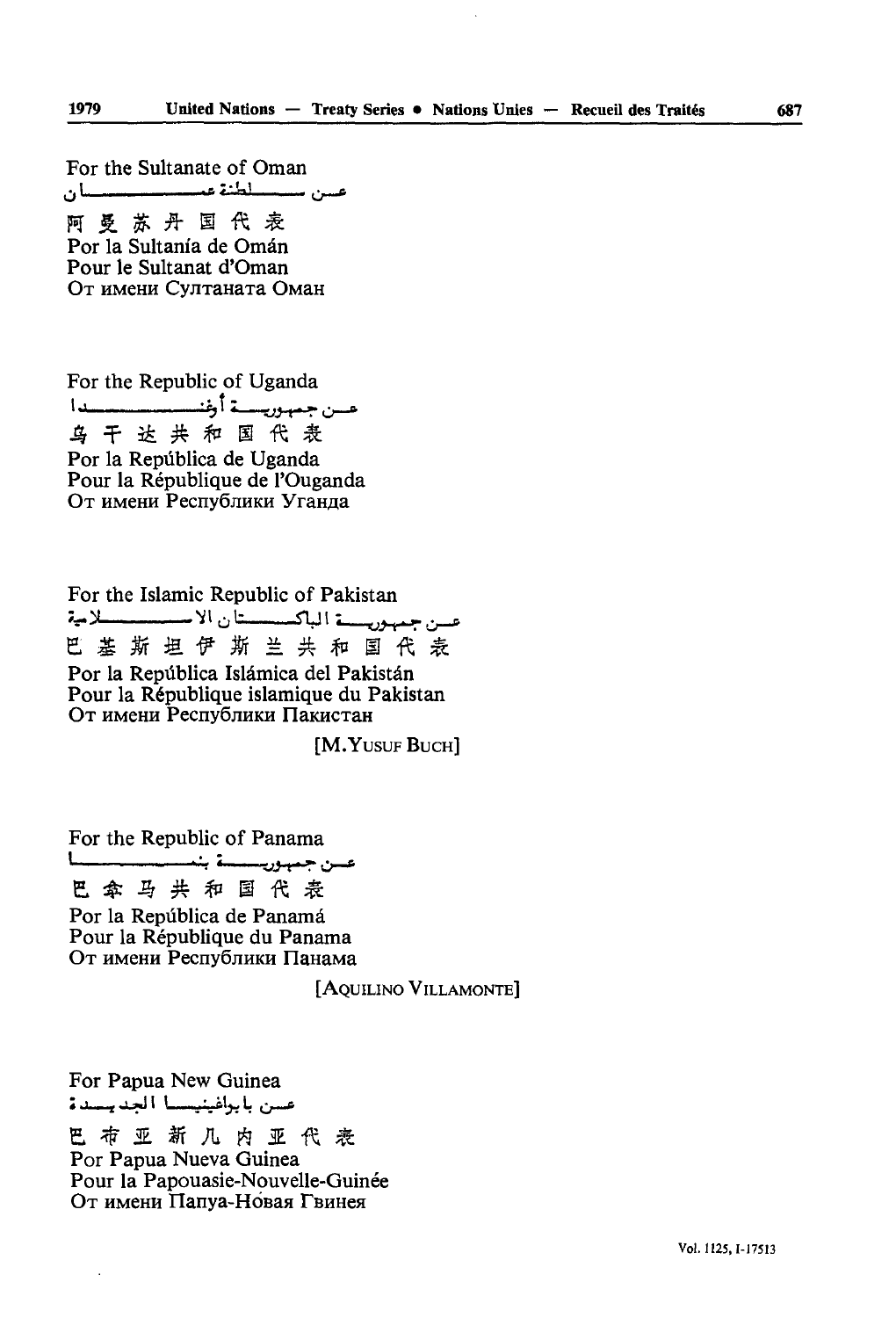For the Sultanate of Oman
عن سلطنة عمان
阿曼苏丹国代表
Por la Sultanía de Omán
Pour le Sultanat d'Oman
От имени Султаната Оман

For the Republic of Uganda
عن جمهورية أوغندا
乌干达共和国代表
Por la República de Uganda
Pour la République de l'Ouganda
От имени Республики Уганда

For the Islamic Republic of Pakistan
عن جمهورية الباكستان الاسلامية
巴基斯坦伊斯兰共和国代表
Por la República Islámica del Pakistán
Pour la République islamique du Pakistan
От имени Республики Пакистан

[M. YUSUF BUCH]

For the Republic of Panama
عن جمهورية بنما
巴拿马共和国代表
Por la República de Panamá
Pour la République du Panama
От имени Республики Панама

[AQUILINO VILLAMONTE]

For Papua New Guinea
عن بابوا غينيا الجديدة
巴布亚新几内亚代表
Por Papua Nueva Guinea
Pour la Papouasie-Nouvelle-Guinée
От имени Папуа-Новая Гвинея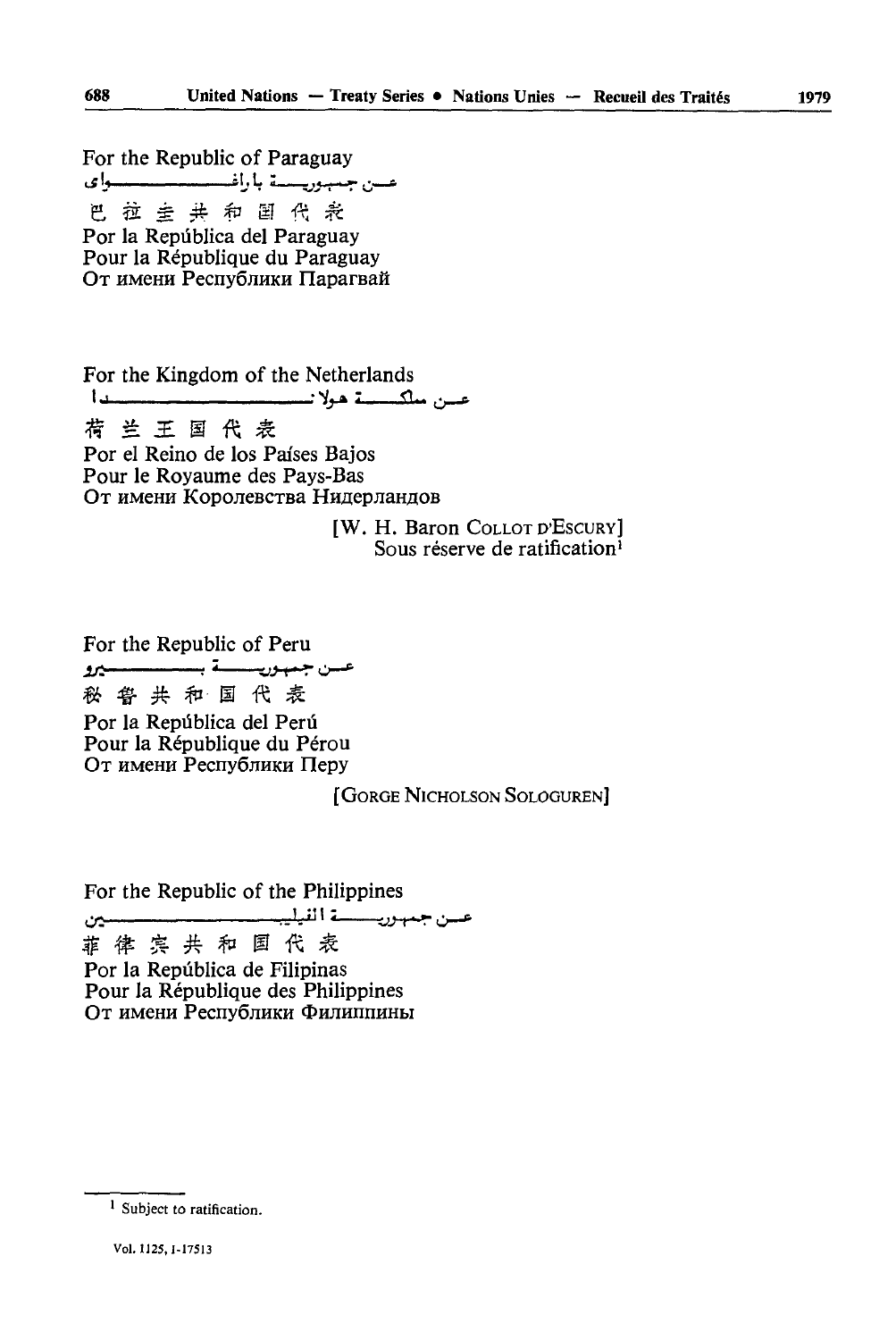For the Republic of Paraguay

عن جمهورية باراغواي

巴拉圭共和国代表

Por la República del Paraguay

Pour la République du Paraguay

От имени Республики Парагвай

For the Kingdom of the Netherlands

عن مملكة هولندا

荷兰王国代表

Por el Reino de los Países Bajos

Pour le Royaume des Pays-Bas

От имени Королевства Нидерландов

[W. H. Baron COLLOT D'ESCURY]
Sous réserve de ratification[1]

For the Republic of Peru

عن جمهورية بيرو

秘鲁共和国代表

Por la República del Perú

Pour la République du Pérou

От имени Республики Перу

[GORGE NICHOLSON SOLOGUREN]

For the Republic of the Philippines

عن جمهورية الفلبين

菲律宾共和国代表

Por la República de Filipinas

Pour la République des Philippines

От имени Республики Филиппины

[1] Subject to ratification.

Vol. 1125, I-17513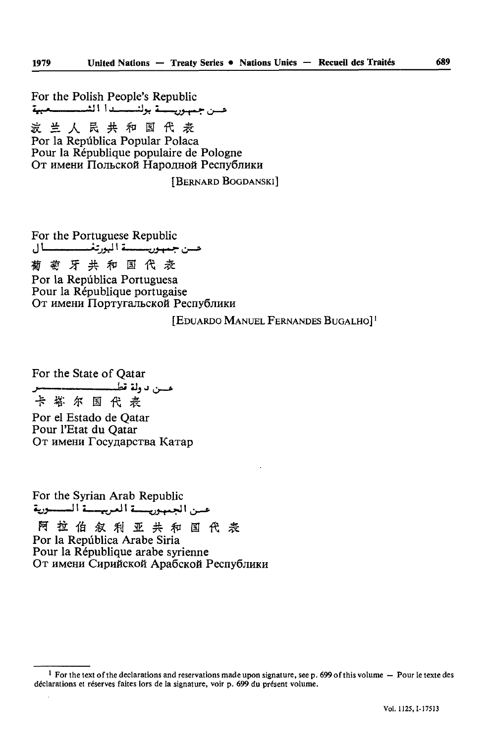For the Polish People's Republic
عن جمهورية بولندا الشعبية
波兰人民共和国代表
Por la República Popular Polaca
Pour la République populaire de Pologne
От имени Польской Народной Республики

[BERNARD BOGDANSKI]

For the Portuguese Republic
عن جمهورية البرتغال
葡萄牙共和国代表
Por la República Portuguesa
Pour la République portugaise
От имени Португальской Республики

[EDUARDO MANUEL FERNANDES BUGALHO][1]

For the State of Qatar
عن دولة قطر
卡塔尔国代表
Por el Estado de Qatar
Pour l'Etat du Qatar
От имени Государства Катар

For the Syrian Arab Republic
عن الجمهورية العربية السورية
阿拉伯叙利亚共和国代表
Por la República Arabe Siria
Pour la République arabe syrienne
От имени Сирийской Арабской Республики

---

[1] For the text of the declarations and reservations made upon signature, see p. 699 of this volume — Pour le texte des déclarations et réserves faites lors de la signature, voir p. 699 du présent volume.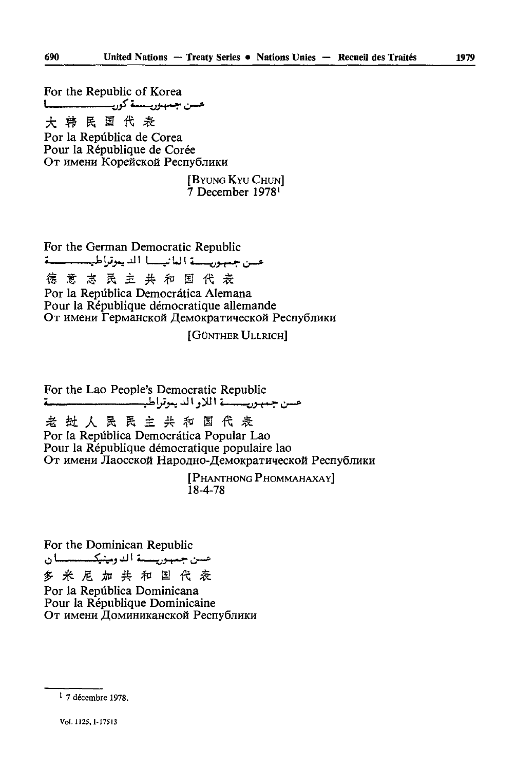For the Republic of Korea
عن جمهورية كوريا
大韩民国代表
Por la República de Corea
Pour la République de Corée
От имени Корейской Республики

[BYUNG KYU CHUN]
7 December 1978[1]

For the German Democratic Republic
عن جمهورية المانيا الديموقراطية
德意志民主共和国代表
Por la República Democrática Alemana
Pour la République démocratique allemande
От имени Германской Демократической Республики

[GÜNTHER ULLRICH]

For the Lao People's Democratic Republic
عن جمهورية اللاو الديموقراطية
老挝人民民主共和国代表
Por la República Democrática Popular Lao
Pour la République démocratique populaire lao
От имени Лаосской Народно-Демократической Республики

[PHANTHONG PHOMMAHAXAY]
18-4-78

For the Dominican Republic
عن جمهورية الدومينيكان
多米尼加共和国代表
Por la República Dominicana
Pour la République Dominicaine
От имени Доминиканской Республики

---

[1] 7 décembre 1978.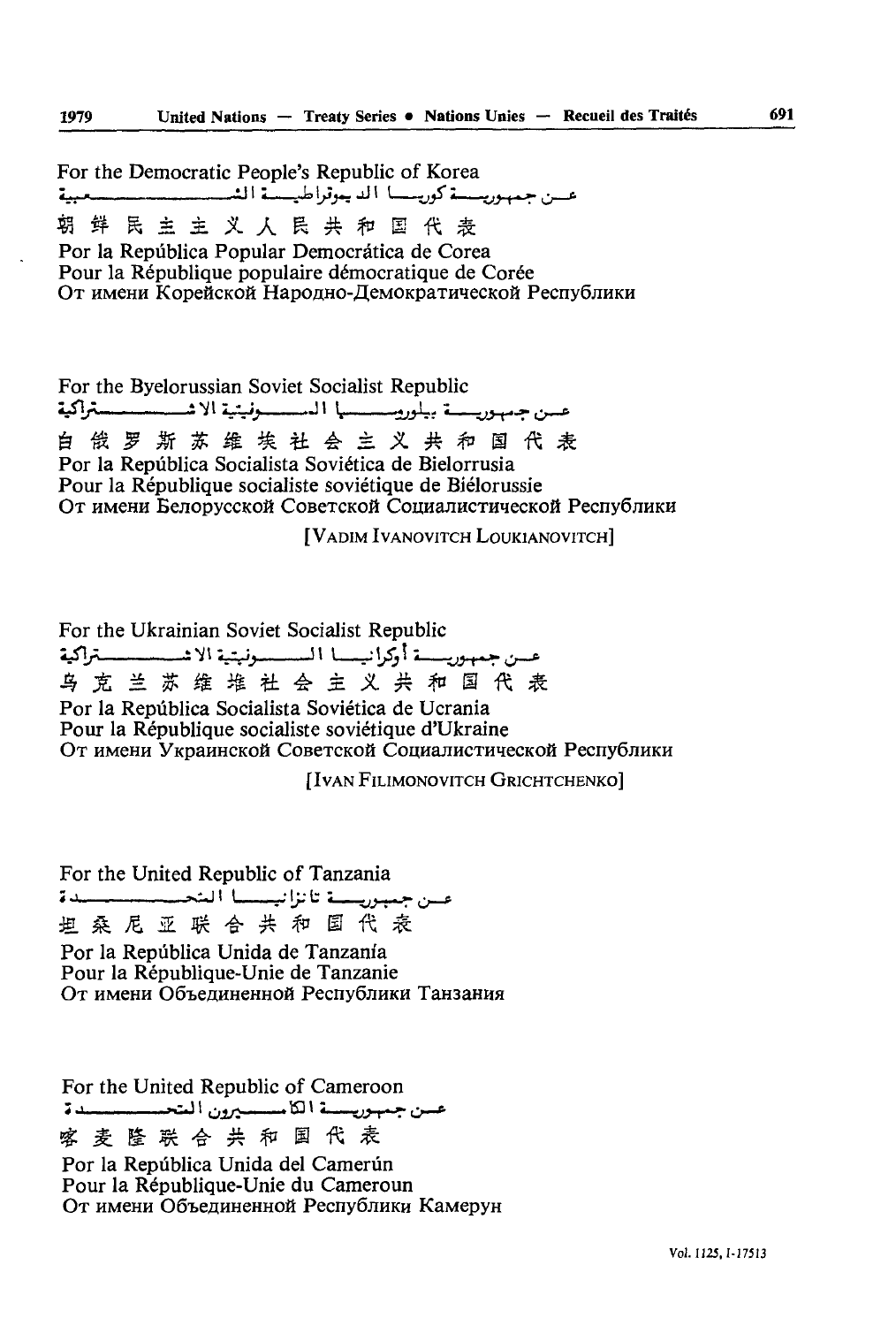For the Democratic People's Republic of Korea
عن جمهورية كوريا الديمقراطية الشعبية
朝鲜民主主义人民共和国代表
Por la República Popular Democrática de Corea
Pour la République populaire démocratique de Corée
От имени Корейской Народно-Демократической Республики

For the Byelorussian Soviet Socialist Republic
عن جمهورية بيلوروسيا السوفيتية الاشتراكية
白俄罗斯苏维埃社会主义共和国代表
Por la República Socialista Soviética de Bielorrusia
Pour la République socialiste soviétique de Biélorussie
От имени Белорусской Советской Социалистической Республики

[VADIM IVANOVITCH LOUKIANOVITCH]

For the Ukrainian Soviet Socialist Republic
عن جمهورية أوكرانيا السوفيتية الاشتراكية
乌克兰苏维埃社会主义共和国代表
Por la República Socialista Soviética de Ucrania
Pour la République socialiste soviétique d'Ukraine
От имени Украинской Советской Социалистической Республики

[IVAN FILIMONOVITCH GRICHTCHENKO]

For the United Republic of Tanzania
عن جمهورية تانزانيا المتحدة
坦桑尼亚联合共和国代表
Por la República Unida de Tanzanía
Pour la République-Unie de Tanzanie
От имени Объединенной Республики Танзания

For the United Republic of Cameroon
عن جمهورية الكاميرون المتحدة
喀麦隆联合共和国代表
Por la República Unida del Camerún
Pour la République-Unie du Cameroun
От имени Объединенной Республики Камерун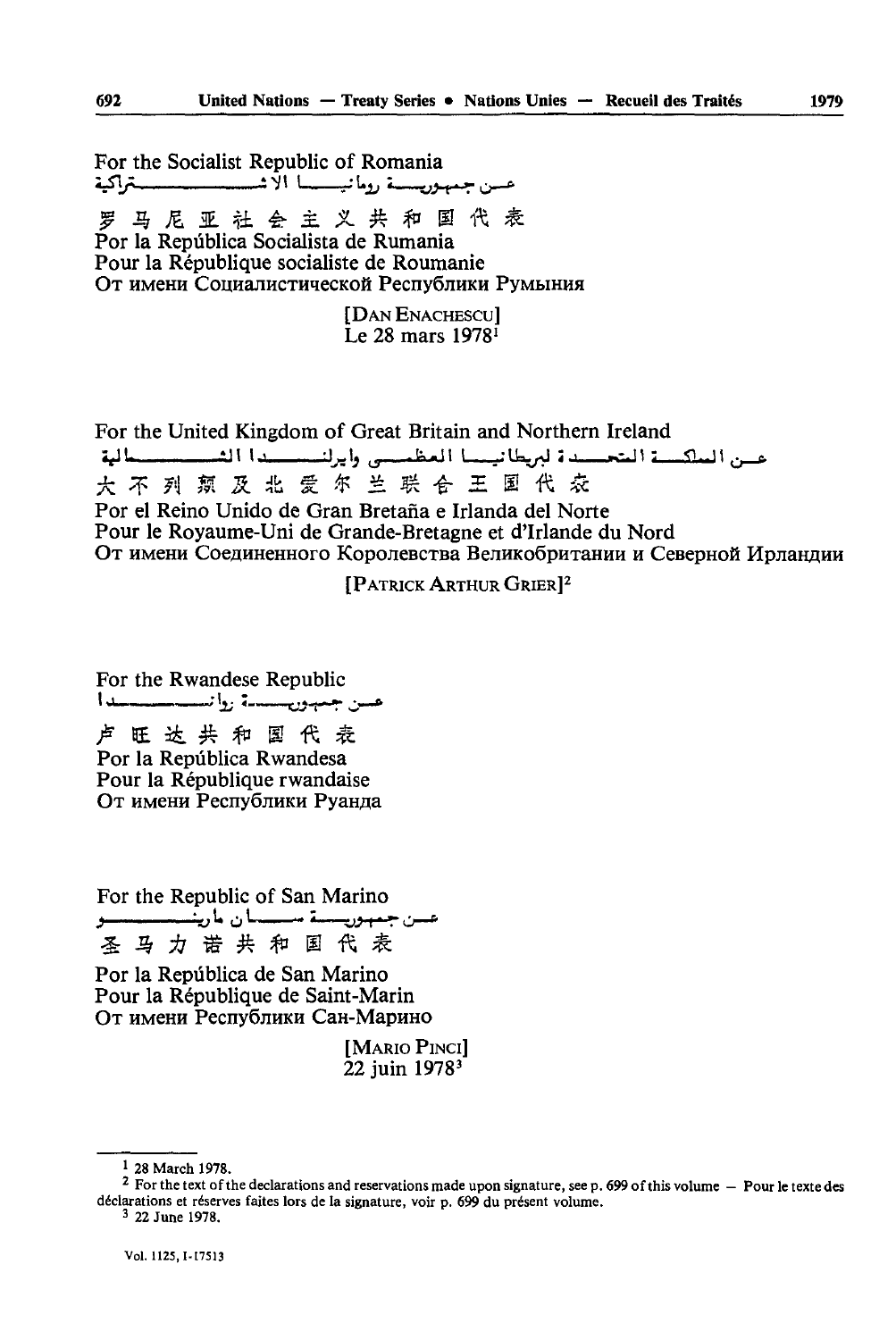For the Socialist Republic of Romania

عن جمهورية رومانيا الاشتراكية

罗马尼亚社会主义共和国代表

Por la República Socialista de Rumania

Pour la République socialiste de Roumanie

От имени Социалистической Республики Румыния

[DAN ENACHESCU]
Le 28 mars 1978[1]

For the United Kingdom of Great Britain and Northern Ireland

عن المملكة المتحدة لبريطانيا العظمى وايرلندا الشمالية

大不列颠及北爱尔兰联合王国代表

Por el Reino Unido de Gran Bretaña e Irlanda del Norte

Pour le Royaume-Uni de Grande-Bretagne et d'Irlande du Nord

От имени Соединенного Королевства Великобритании и Северной Ирландии

[PATRICK ARTHUR GRIER][2]

For the Rwandese Republic

عن جمهورية رواندا

卢旺达共和国代表

Por la República Rwandesa

Pour la République rwandaise

От имени Республики Руанда

For the Republic of San Marino

عن جمهورية سان مارينو

圣马力诺共和国代表

Por la República de San Marino

Pour la République de Saint-Marin

От имени Республики Сан-Марино

[MARIO PINCI]
22 juin 1978[3]

---

[1] 28 March 1978.

[2] For the text of the declarations and reservations made upon signature, see p. 699 of this volume — Pour le texte des déclarations et réserves faites lors de la signature, voir p. 699 du présent volume.

[3] 22 June 1978.

Vol. 1125, I-17513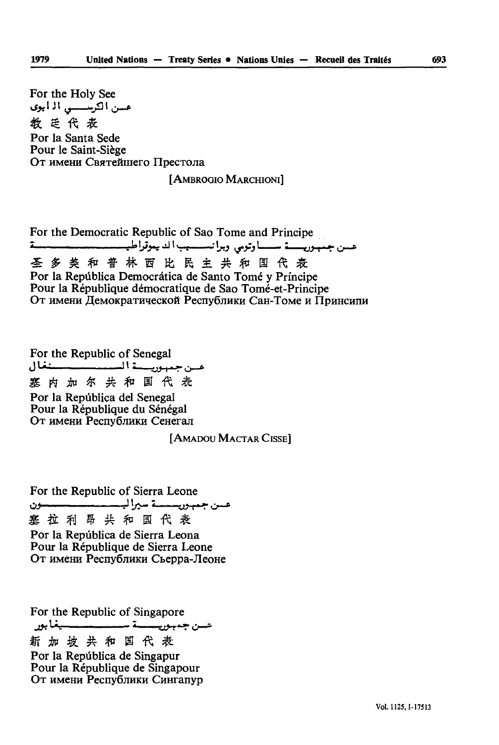For the Holy See
عن الكرسي الرسولي
教廷代表
Por la Santa Sede
Pour le Saint-Siège
От имени Святейшего Престола

[AMBROGIO MARCHIONI]

For the Democratic Republic of Sao Tome and Principe
عن جمهورية ساوتومي وبرانسيب الديموقراطية
圣多美和普林西比民主共和国代表
Por la República Democrática de Santo Tomé y Príncipe
Pour la République démocratique de Sao Tomé-et-Principe
От имени Демократической Республики Сан-Томе и Принсипи

For the Republic of Senegal
عن جمهورية السنغال
塞内加尔共和国代表
Por la República del Senegal
Pour la République du Sénégal
От имени Республики Сенегал

[AMADOU MACTAR CISSE]

For the Republic of Sierra Leone
عن جمهورية سيراليون
塞拉利昂共和国代表
Por la República de Sierra Leona
Pour la République de Sierra Leone
От имени Республики Сьерра-Леоне

For the Republic of Singapore
عن جمهورية سنغافورة
新加坡共和国代表
Por la República de Singapur
Pour la République de Singapour
От имени Республики Сингапур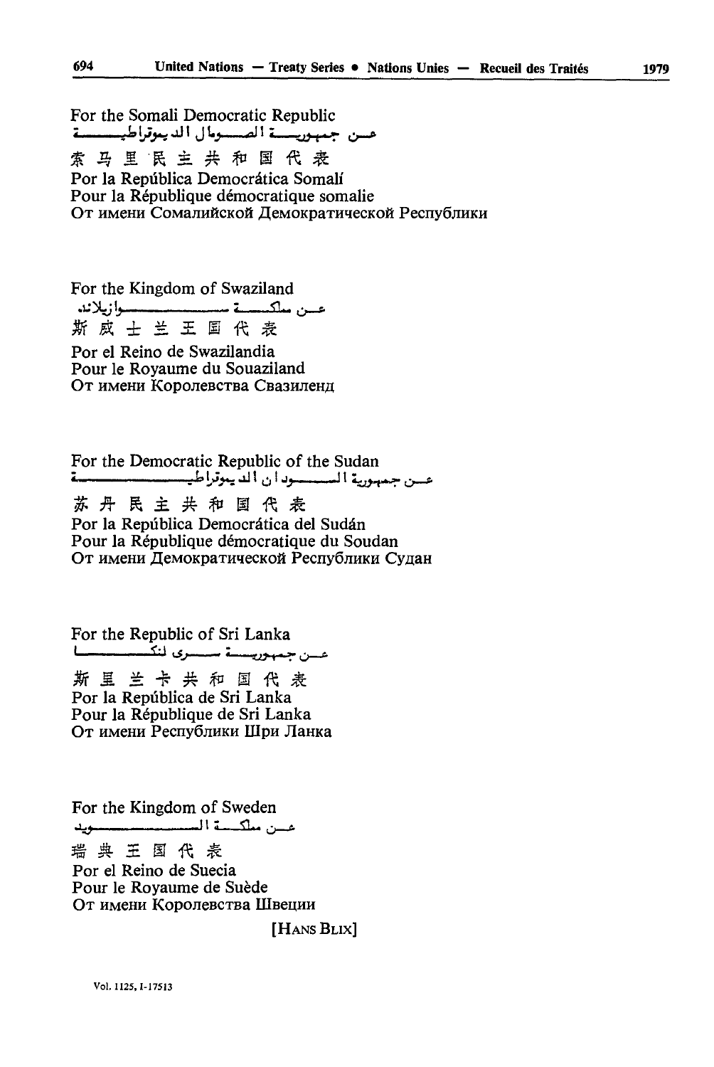For the Somali Democratic Republic
عن جمهورية الصومال الديمقراطية
索马里民主共和国代表
Por la República Democrática Somalí
Pour la République démocratique somalie
От имени Сомалийской Демократической Республики

For the Kingdom of Swaziland
عن مملكة سوازيلند
斯威士兰王国代表
Por el Reino de Swazilandia
Pour le Royaume du Souaziland
От имени Королевства Свазиленд

For the Democratic Republic of the Sudan
عن جمهورية السودان الديمقراطية
苏丹民主共和国代表
Por la República Democrática del Sudán
Pour la République démocratique du Soudan
От имени Демократической Республики Судан

For the Republic of Sri Lanka
عن جمهورية سري لنكا
斯里兰卡共和国代表
Por la República de Sri Lanka
Pour la République de Sri Lanka
От имени Республики Шри Ланка

For the Kingdom of Sweden
عن مملكة السويد
瑞典王国代表
Por el Reino de Suecia
Pour le Royaume de Suède
От имени Королевства Швеции

[HANS BLIX]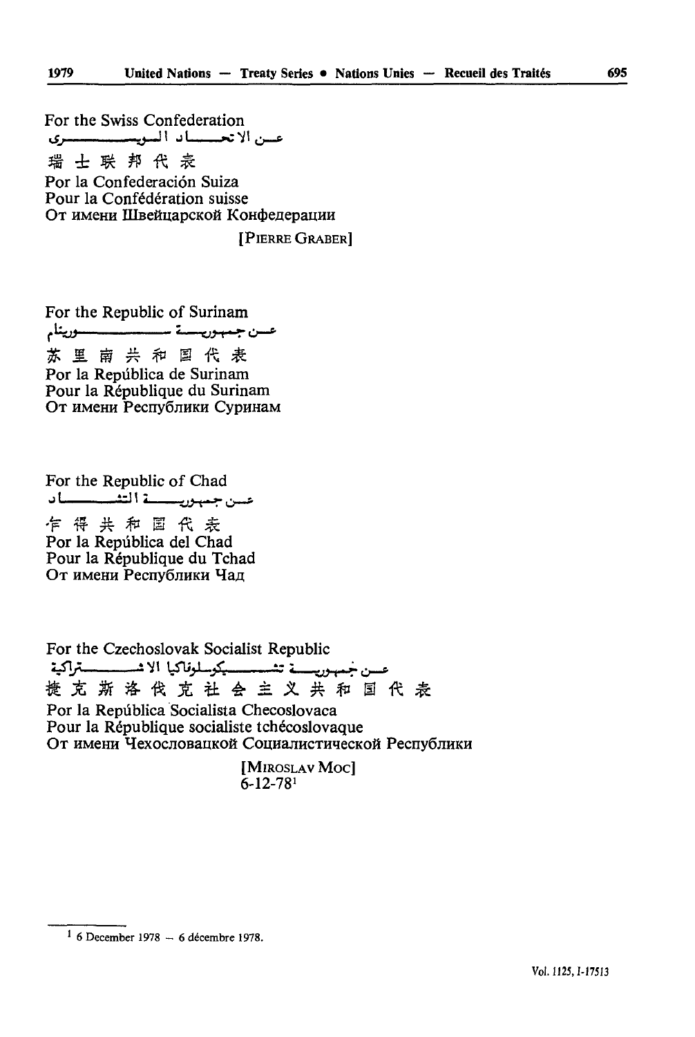For the Swiss Confederation

عن الاتحاد السويسري

瑞士联邦代表

Por la Confederación Suiza

Pour la Confédération suisse

От имени Швейцарской Конфедерации

[PIERRE GRABER]

For the Republic of Surinam

عن جمهورية سورينام

苏里南共和国代表

Por la República de Surinam

Pour la République du Surinam

От имени Республики Суринам

For the Republic of Chad

عن جمهورية التشاد

乍得共和国代表

Por la República del Chad

Pour la République du Tchad

От имени Республики Чад

For the Czechoslovak Socialist Republic

عن جمهورية تشيكوسلوفاكيا الاشتراكية

捷克斯洛伐克社会主义共和国代表

Por la República Socialista Checoslovaca

Pour la République socialiste tchécoslovaque

От имени Чехословацкой Социалистической Республики

[MIROSLAV MOC]
6-12-78[1]

[1] 6 December 1978 — 6 décembre 1978.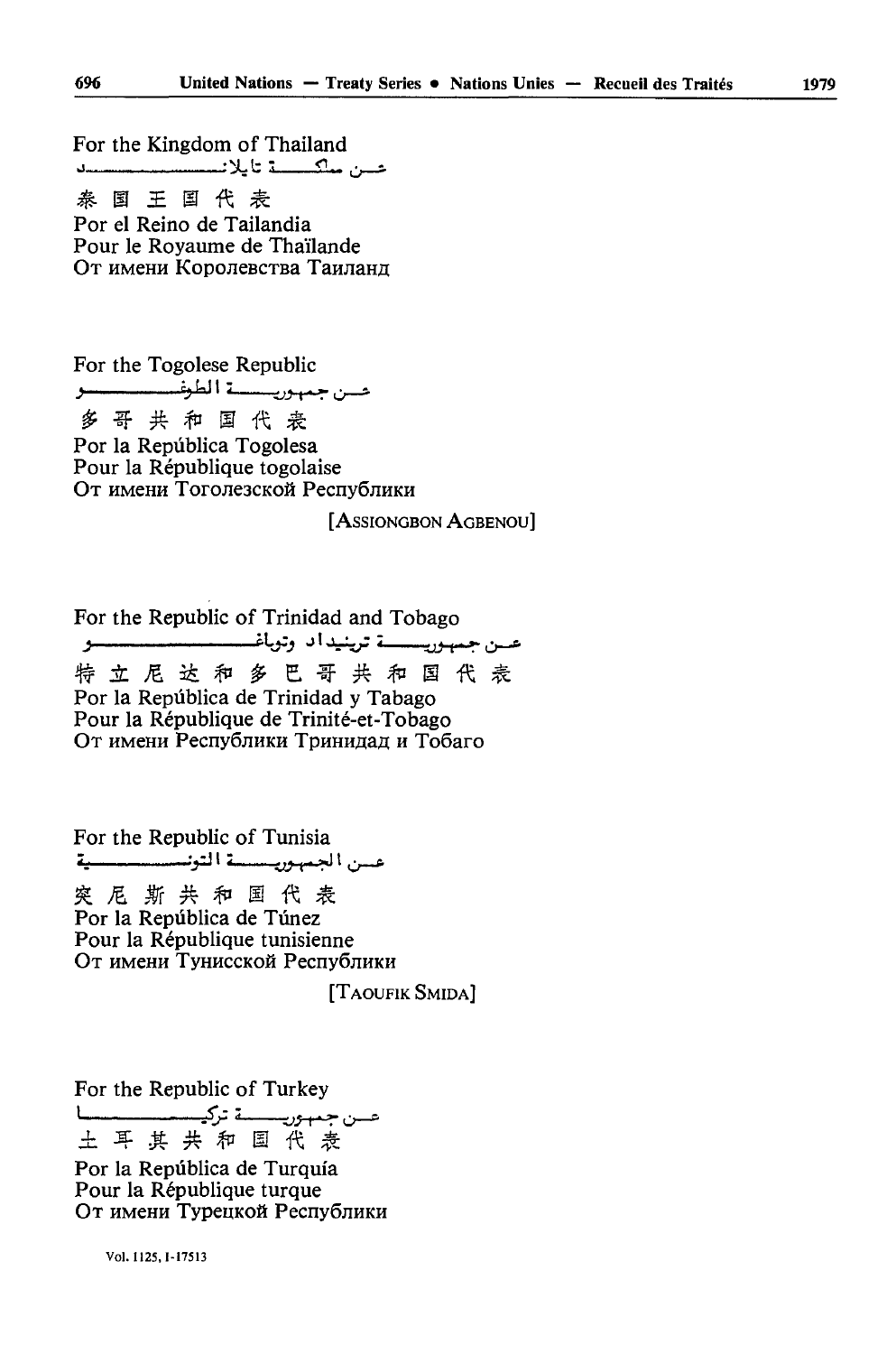For the Kingdom of Thailand
عن مملكة تايلاند
泰国王国代表
Por el Reino de Tailandia
Pour le Royaume de Thaïlande
От имени Королевства Таиланд

For the Togolese Republic
عن جمهورية الطوغو
多哥共和国代表
Por la República Togolesa
Pour la République togolaise
От имени Тоголезской Республики

[ASSIONGBON AGBENOU]

For the Republic of Trinidad and Tobago
عن جمهورية ترينيداد وتوباغو
特立尼达和多巴哥共和国代表
Por la República de Trinidad y Tabago
Pour la République de Trinité-et-Tobago
От имени Республики Тринидад и Тобаго

For the Republic of Tunisia
عن الجمهورية التونسية
突尼斯共和国代表
Por la República de Túnez
Pour la République tunisienne
От имени Тунисской Республики

[TAOUFIK SMIDA]

For the Republic of Turkey
عن جمهورية تركيا
土耳其共和国代表
Por la República de Turquía
Pour la République turque
От имени Турецкой Республики

Vol. 1125, I-17513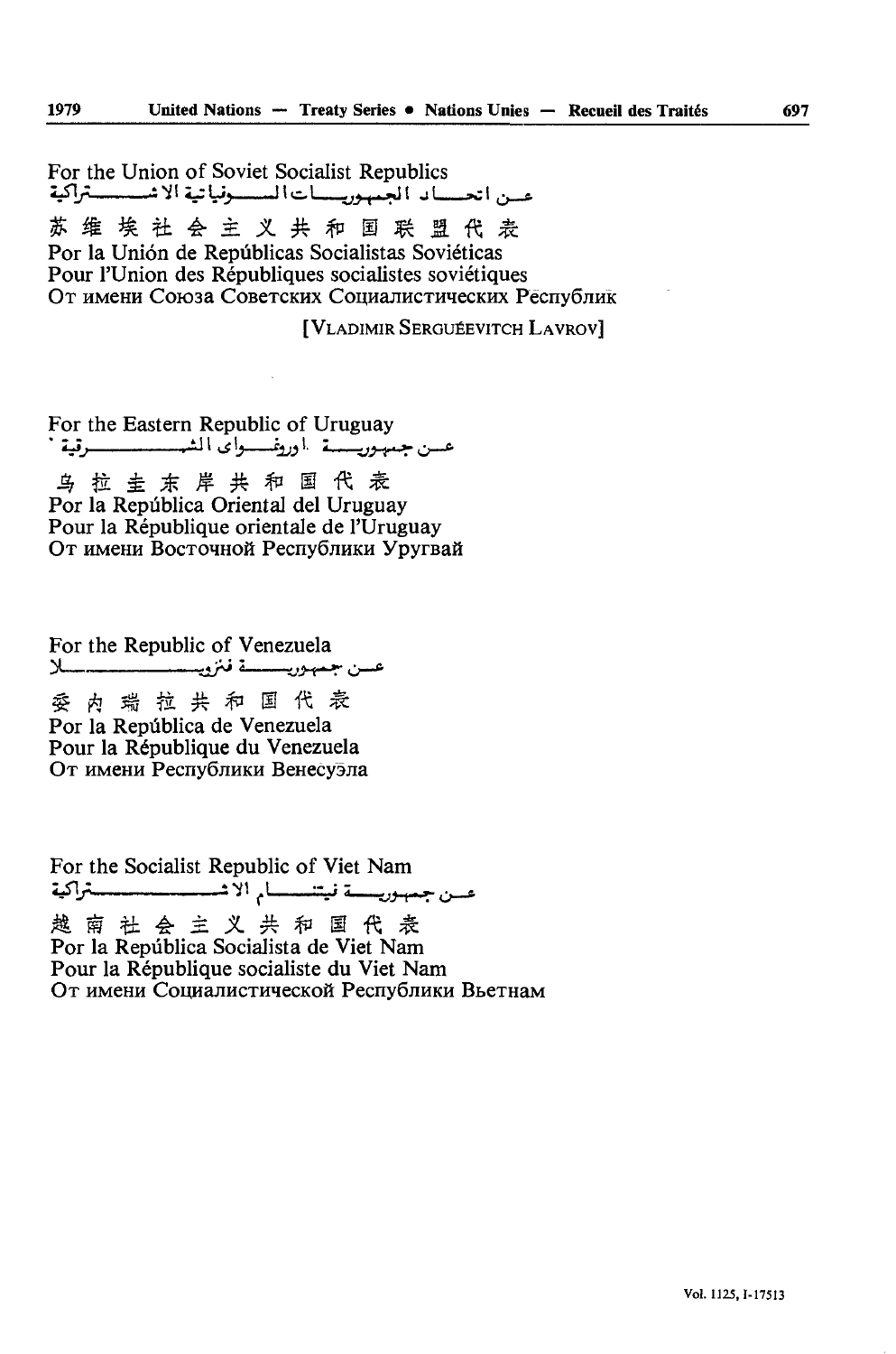For the Union of Soviet Socialist Republics
عن اتحاد الجمهوريات السوفياتية الاشتراكية
苏维埃社会主义共和国联盟代表
Por la Unión de Repúblicas Socialistas Soviéticas
Pour l'Union des Républiques socialistes soviétiques
От имени Союза Советских Социалистических Республик

[VLADIMIR SERGUÉEVITCH LAVROV]

For the Eastern Republic of Uruguay
عن جمهورية اوروغواي الشرقية
乌拉圭东岸共和国代表
Por la República Oriental del Uruguay
Pour la République orientale de l'Uruguay
От имени Восточной Республики Уругвай

For the Republic of Venezuela
عن جمهورية فنزويلا
委内瑞拉共和国代表
Por la República de Venezuela
Pour la République du Venezuela
От имени Республики Венесуэла

For the Socialist Republic of Viet Nam
عن جمهورية فيتنام الاشتراكية
越南社会主义共和国代表
Por la República Socialista de Viet Nam
Pour la République socialiste du Viet Nam
От имени Социалистической Республики Вьетнам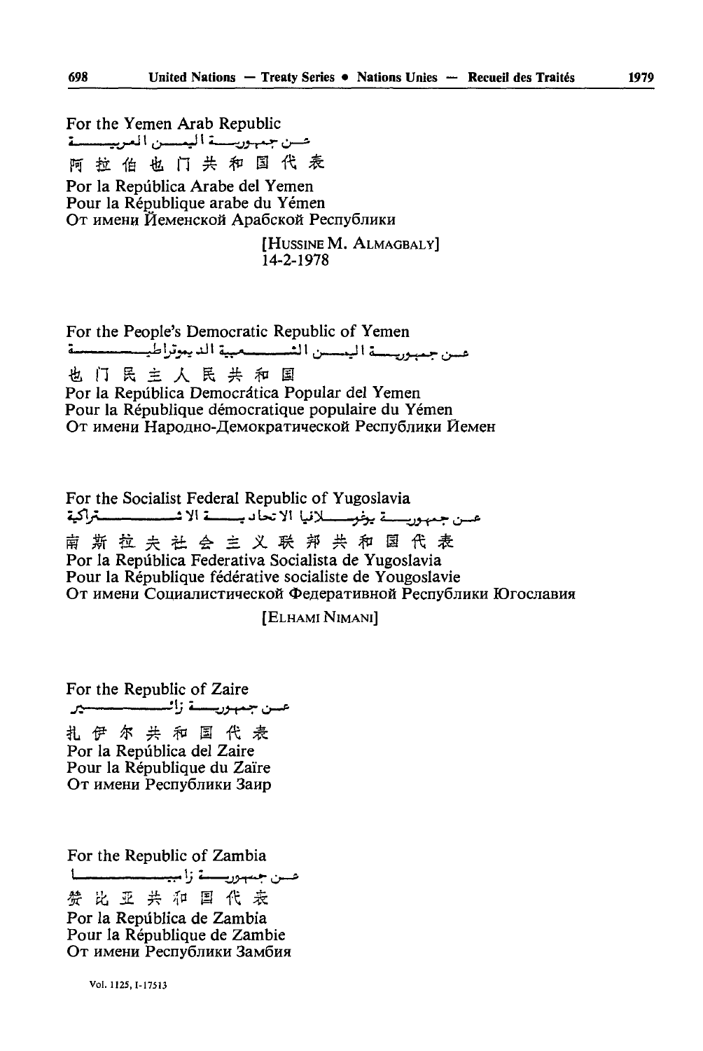For the Yemen Arab Republic

عن جمهورية اليمن العربية

阿拉伯也门共和国代表

Por la República Arabe del Yemen

Pour la République arabe du Yémen

От имени Йеменской Арабской Республики

[HUSSINE M. ALMAGBALY]
14-2-1978

For the People's Democratic Republic of Yemen

عن جمهورية اليمن الشعبية الديموقراطية

也门民主人民共和国

Por la República Democrática Popular del Yemen

Pour la République démocratique populaire du Yémen

От имени Народно-Демократической Республики Йемен

For the Socialist Federal Republic of Yugoslavia

عن جمهورية يوغوسلافيا الاتحادية الاشتراكية

南斯拉夫社会主义联邦共和国代表

Por la República Federativa Socialista de Yugoslavia

Pour la République fédérative socialiste de Yougoslavie

От имени Социалистической Федеративной Республики Югославия

[ELHAMI NIMANI]

For the Republic of Zaire

عن جمهورية زائير

扎伊尔共和国代表

Por la República del Zaire

Pour la République du Zaïre

От имени Республики Заир

For the Republic of Zambia

عن جمهورية زامبيا

赞比亚共和国代表

Por la República de Zambia

Pour la République de Zambie

От имени Республики Замбия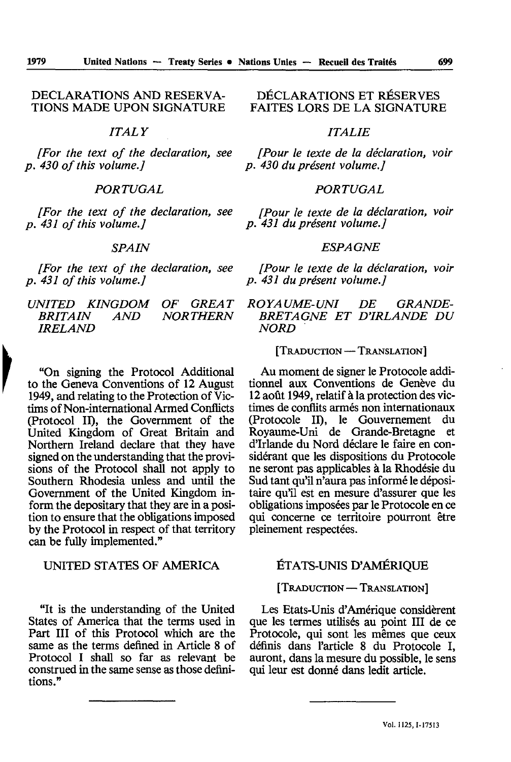## DECLARATIONS AND RESERVATIONS MADE UPON SIGNATURE

### *ITALY*

*[For the text of the declaration, see p. 430 of this volume.]*

### *PORTUGAL*

*[For the text of the declaration, see p. 431 of this volume.]*

### *SPAIN*

*[For the text of the declaration, see p. 431 of this volume.]*

### *UNITED KINGDOM OF GREAT BRITAIN AND NORTHERN IRELAND*

"On signing the Protocol Additional to the Geneva Conventions of 12 August 1949, and relating to the Protection of Victims of Non-international Armed Conflicts (Protocol II), the Government of the United Kingdom of Great Britain and Northern Ireland declare that they have signed on the understanding that the provisions of the Protocol shall not apply to Southern Rhodesia unless and until the Government of the United Kingdom inform the depositary that they are in a position to ensure that the obligations imposed by the Protocol in respect of that territory can be fully implemented."

### UNITED STATES OF AMERICA

"It is the understanding of the United States of America that the terms used in Part III of this Protocol which are the same as the terms defined in Article 8 of Protocol I shall so far as relevant be construed in the same sense as those definitions."

## DÉCLARATIONS ET RÉSERVES FAITES LORS DE LA SIGNATURE

### *ITALIE*

*[Pour le texte de la déclaration, voir p. 430 du présent volume.]*

### *PORTUGAL*

*[Pour le texte de la déclaration, voir p. 431 du présent volume.]*

### *ESPAGNE*

*[Pour le texte de la déclaration, voir p. 431 du présent volume.]*

### *ROYAUME-UNI DE GRANDE-BRETAGNE ET D'IRLANDE DU NORD*

[TRADUCTION — TRANSLATION]

Au moment de signer le Protocole additionnel aux Conventions de Genève du 12 août 1949, relatif à la protection des victimes de conflits armés non internationaux (Protocole II), le Gouvernement du Royaume-Uni de Grande-Bretagne et d'Irlande du Nord déclare le faire en considérant que les dispositions du Protocole ne seront pas applicables à la Rhodésie du Sud tant qu'il n'aura pas informé le dépositaire qu'il est en mesure d'assurer que les obligations imposées par le Protocole en ce qui concerne ce territoire pourront être pleinement respectées.

### ÉTATS-UNIS D'AMÉRIQUE

[TRADUCTION — TRANSLATION]

Les Etats-Unis d'Amérique considèrent que les termes utilisés au point III de ce Protocole, qui sont les mêmes que ceux définis dans l'article 8 du Protocole I, auront, dans la mesure du possible, le sens qui leur est donné dans ledit article.